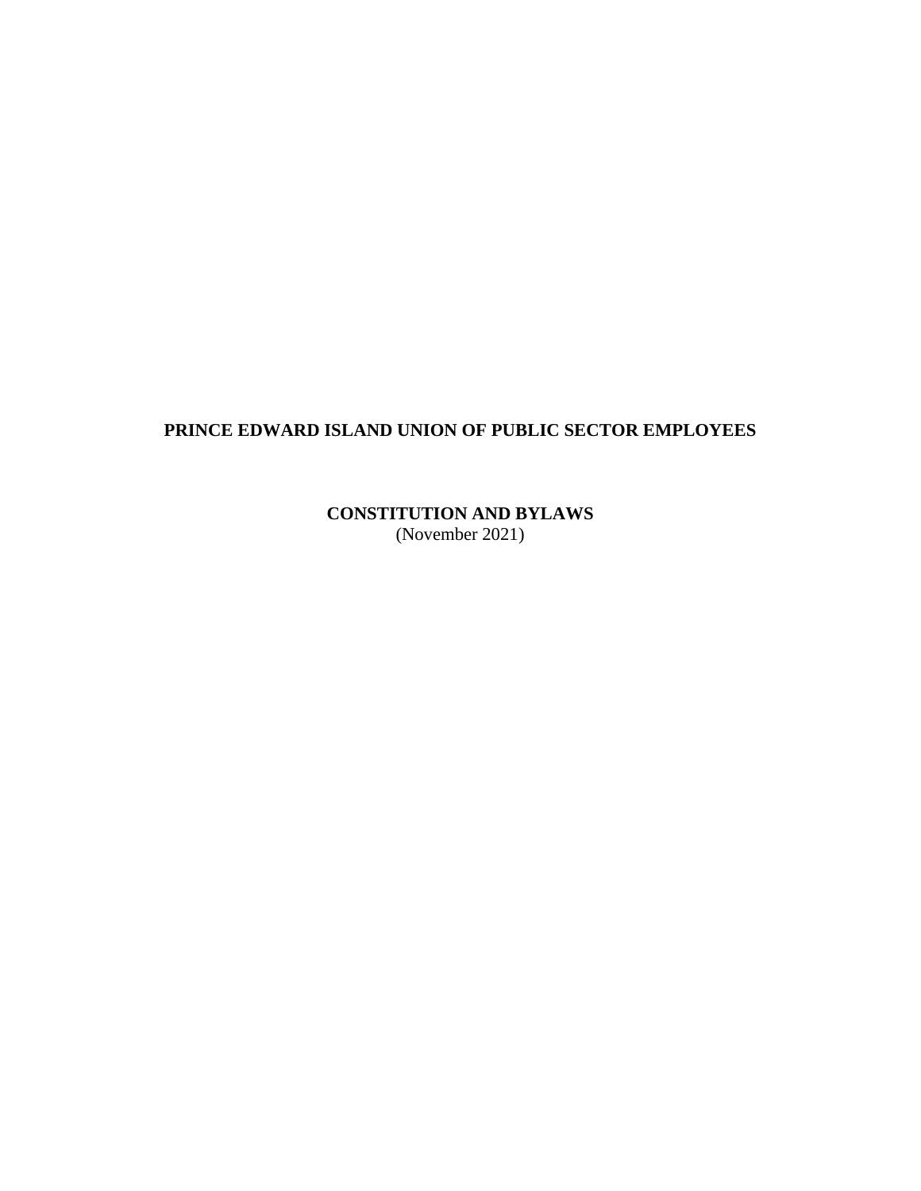# PRINCE EDWARD ISLAND UNION OF PUBLIC SECTOR EMPLOYEES

## CONSTITUTION AND BYLAWS

(November 2021)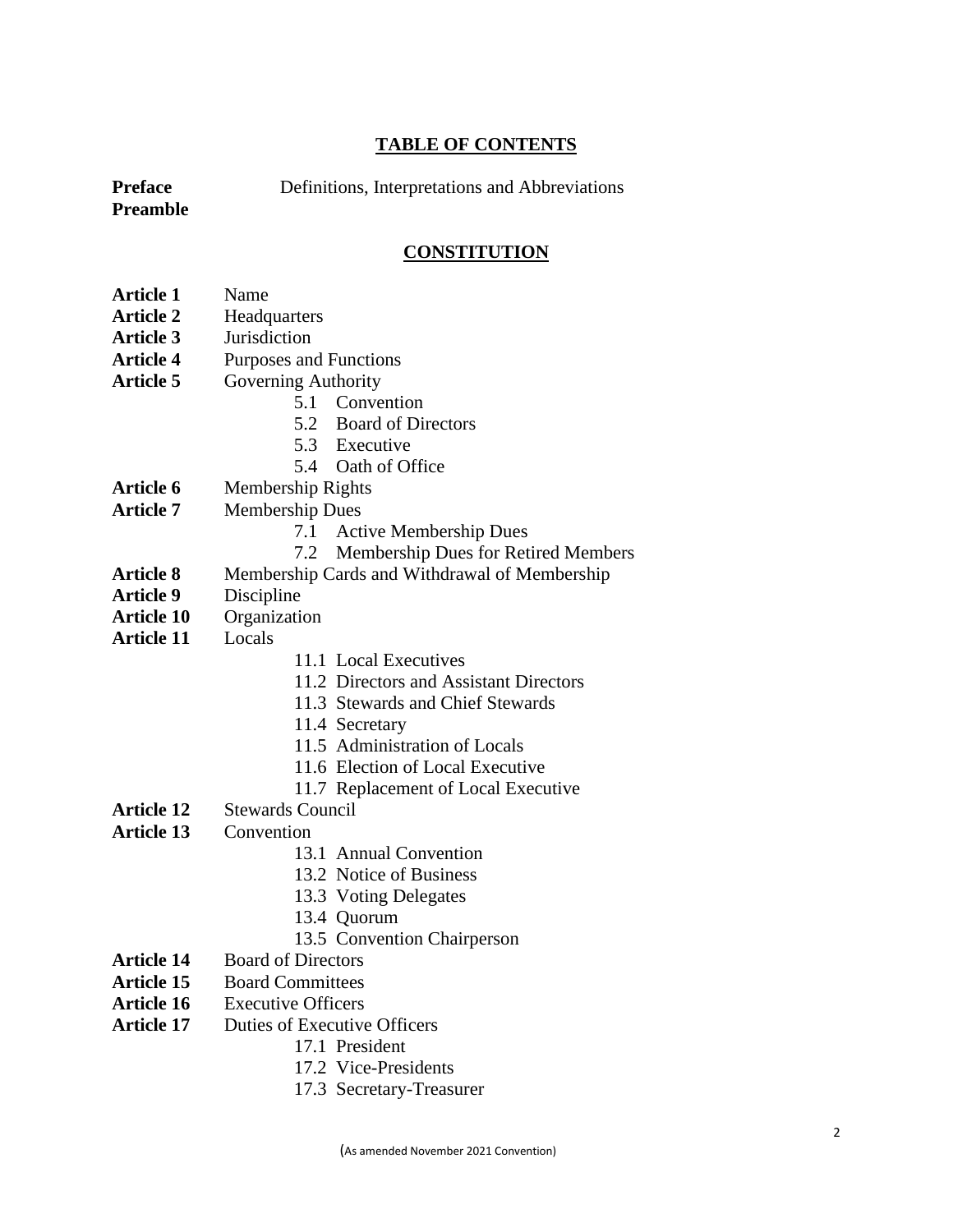## TABLE OF CONTENTS

**Preface** Definitions, Interpretations and Abbreviations
**Preamble**

## CONSTITUTION

**Article 1** Name
**Article 2** Headquarters
**Article 3** Jurisdiction
**Article 4** Purposes and Functions
**Article 5** Governing Authority
- 5.1 Convention
- 5.2 Board of Directors
- 5.3 Executive
- 5.4 Oath of Office

**Article 6** Membership Rights
**Article 7** Membership Dues
- 7.1 Active Membership Dues
- 7.2 Membership Dues for Retired Members

**Article 8** Membership Cards and Withdrawal of Membership
**Article 9** Discipline
**Article 10** Organization
**Article 11** Locals
- 11.1 Local Executives
- 11.2 Directors and Assistant Directors
- 11.3 Stewards and Chief Stewards
- 11.4 Secretary
- 11.5 Administration of Locals
- 11.6 Election of Local Executive
- 11.7 Replacement of Local Executive

**Article 12** Stewards Council
**Article 13** Convention
- 13.1 Annual Convention
- 13.2 Notice of Business
- 13.3 Voting Delegates
- 13.4 Quorum
- 13.5 Convention Chairperson

**Article 14** Board of Directors
**Article 15** Board Committees
**Article 16** Executive Officers
**Article 17** Duties of Executive Officers
- 17.1 President
- 17.2 Vice-Presidents
- 17.3 Secretary-Treasurer

(As amended November 2021 Convention)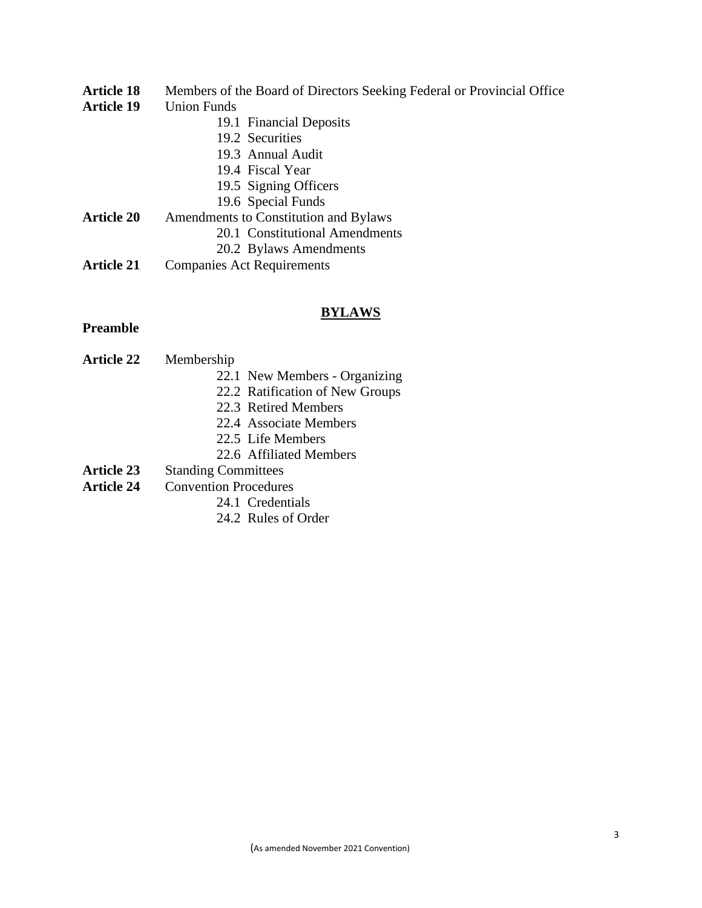**Article 18** Members of the Board of Directors Seeking Federal or Provincial Office

**Article 19** Union Funds

- 19.1 Financial Deposits
- 19.2 Securities
- 19.3 Annual Audit
- 19.4 Fiscal Year
- 19.5 Signing Officers
- 19.6 Special Funds

**Article 20** Amendments to Constitution and Bylaws

- 20.1 Constitutional Amendments
- 20.2 Bylaws Amendments

**Article 21** Companies Act Requirements

## BYLAWS

**Preamble**

**Article 22** Membership

- 22.1 New Members - Organizing
- 22.2 Ratification of New Groups
- 22.3 Retired Members
- 22.4 Associate Members
- 22.5 Life Members
- 22.6 Affiliated Members

**Article 23** Standing Committees

**Article 24** Convention Procedures

- 24.1 Credentials
- 24.2 Rules of Order

(As amended November 2021 Convention)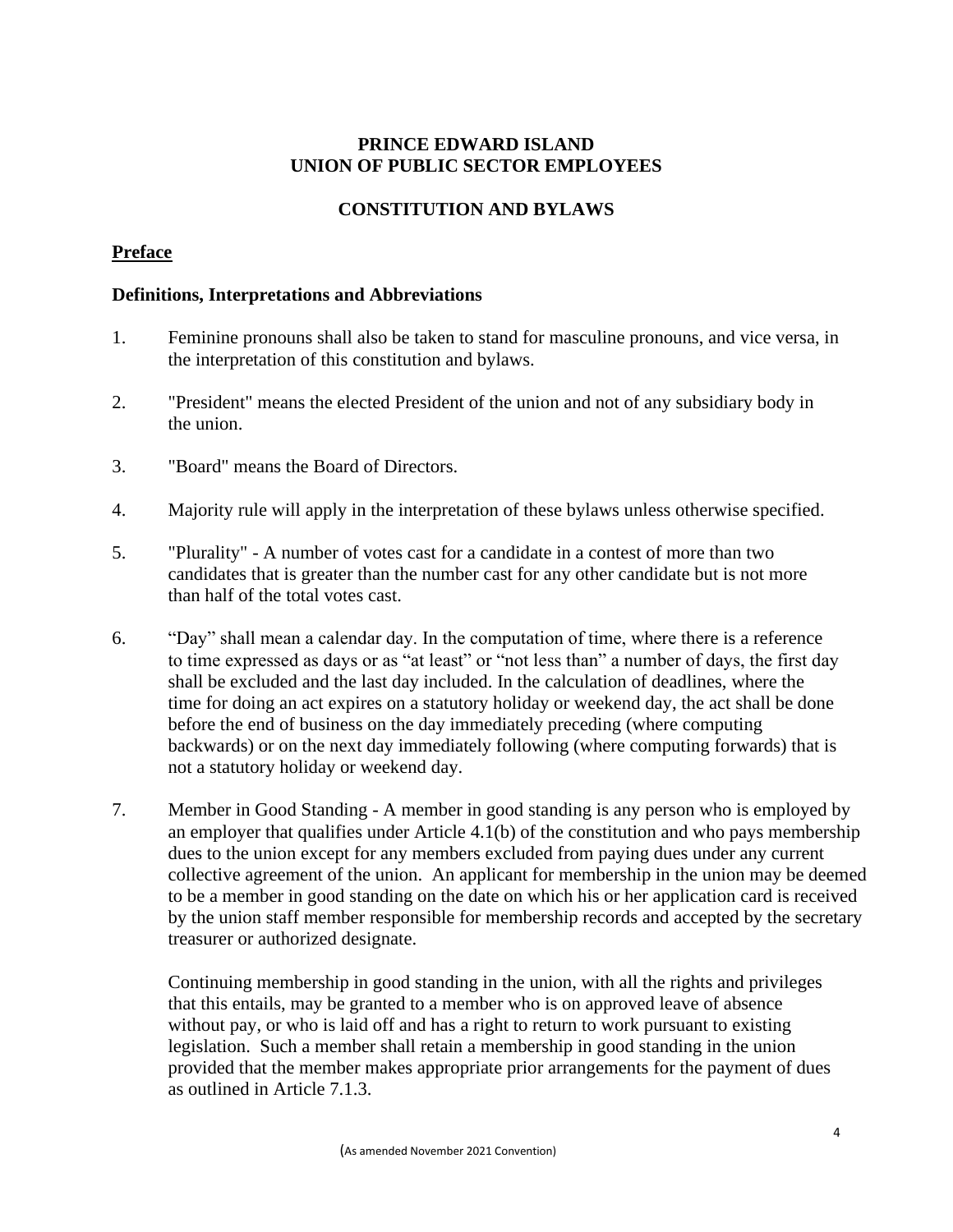# PRINCE EDWARD ISLAND
# UNION OF PUBLIC SECTOR EMPLOYEES

## CONSTITUTION AND BYLAWS

### Preface

#### Definitions, Interpretations and Abbreviations

1. Feminine pronouns shall also be taken to stand for masculine pronouns, and vice versa, in the interpretation of this constitution and bylaws.

2. "President" means the elected President of the union and not of any subsidiary body in the union.

3. "Board" means the Board of Directors.

4. Majority rule will apply in the interpretation of these bylaws unless otherwise specified.

5. "Plurality" - A number of votes cast for a candidate in a contest of more than two candidates that is greater than the number cast for any other candidate but is not more than half of the total votes cast.

6. "Day" shall mean a calendar day. In the computation of time, where there is a reference to time expressed as days or as "at least" or "not less than" a number of days, the first day shall be excluded and the last day included. In the calculation of deadlines, where the time for doing an act expires on a statutory holiday or weekend day, the act shall be done before the end of business on the day immediately preceding (where computing backwards) or on the next day immediately following (where computing forwards) that is not a statutory holiday or weekend day.

7. Member in Good Standing - A member in good standing is any person who is employed by an employer that qualifies under Article 4.1(b) of the constitution and who pays membership dues to the union except for any members excluded from paying dues under any current collective agreement of the union. An applicant for membership in the union may be deemed to be a member in good standing on the date on which his or her application card is received by the union staff member responsible for membership records and accepted by the secretary treasurer or authorized designate.

   Continuing membership in good standing in the union, with all the rights and privileges that this entails, may be granted to a member who is on approved leave of absence without pay, or who is laid off and has a right to return to work pursuant to existing legislation. Such a member shall retain a membership in good standing in the union provided that the member makes appropriate prior arrangements for the payment of dues as outlined in Article 7.1.3.

(As amended November 2021 Convention)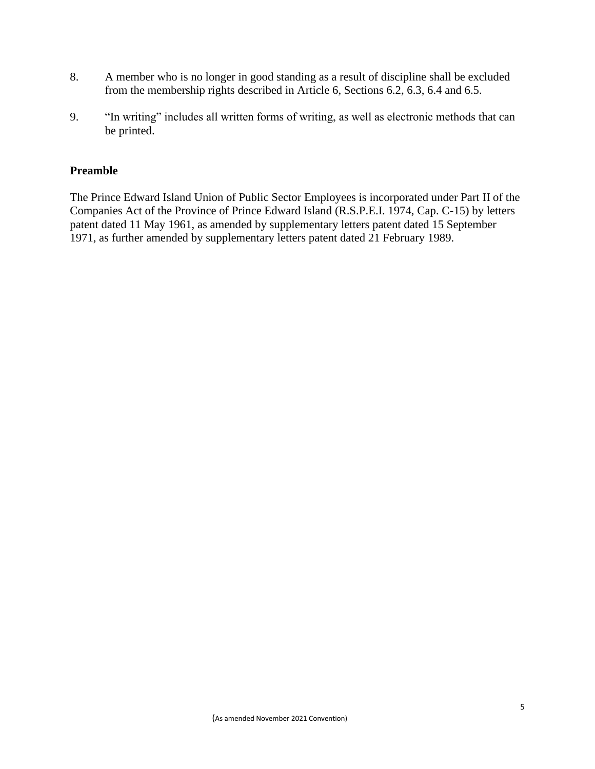8. A member who is no longer in good standing as a result of discipline shall be excluded from the membership rights described in Article 6, Sections 6.2, 6.3, 6.4 and 6.5.

9. "In writing" includes all written forms of writing, as well as electronic methods that can be printed.

## Preamble

The Prince Edward Island Union of Public Sector Employees is incorporated under Part II of the Companies Act of the Province of Prince Edward Island (R.S.P.E.I. 1974, Cap. C-15) by letters patent dated 11 May 1961, as amended by supplementary letters patent dated 15 September 1971, as further amended by supplementary letters patent dated 21 February 1989.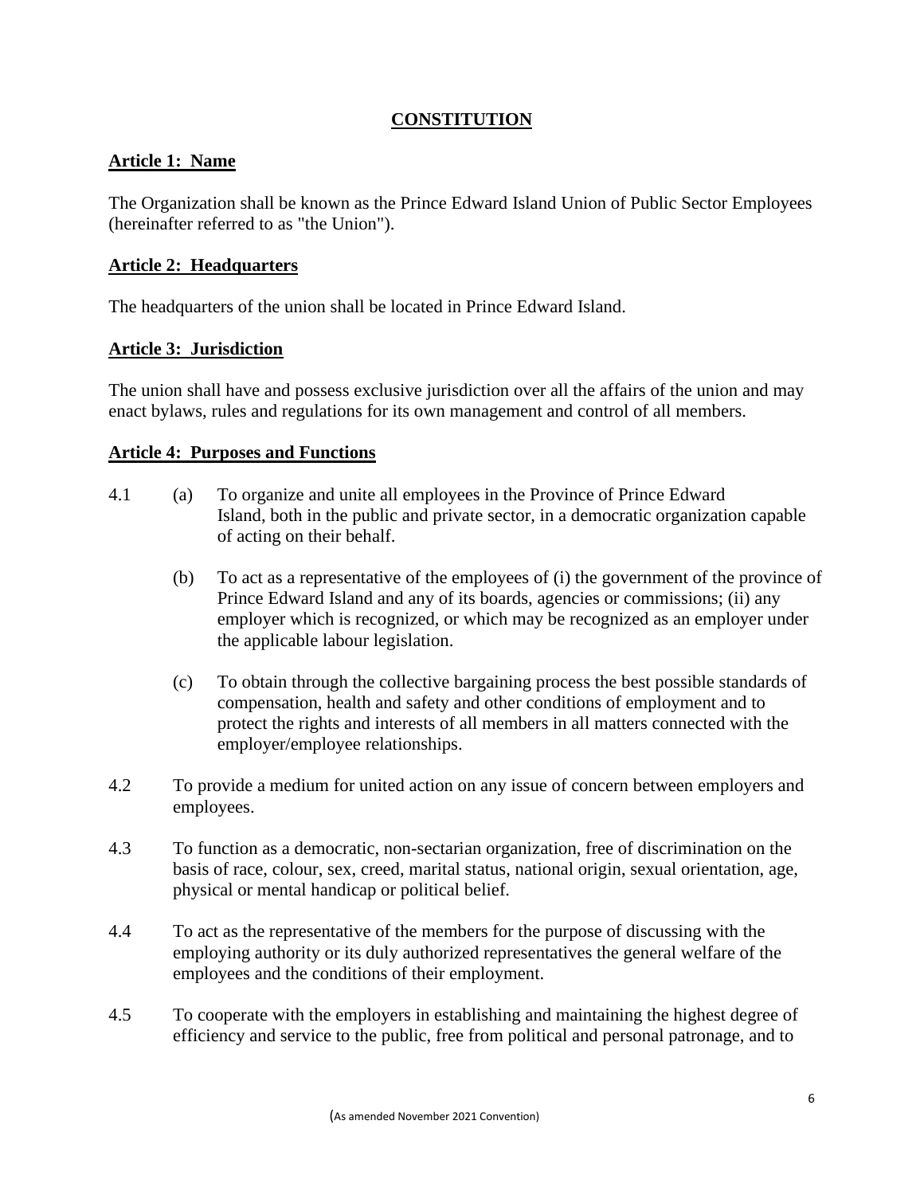# CONSTITUTION

## Article 1: Name

The Organization shall be known as the Prince Edward Island Union of Public Sector Employees (hereinafter referred to as "the Union").

## Article 2: Headquarters

The headquarters of the union shall be located in Prince Edward Island.

## Article 3: Jurisdiction

The union shall have and possess exclusive jurisdiction over all the affairs of the union and may enact bylaws, rules and regulations for its own management and control of all members.

## Article 4: Purposes and Functions

4.1 (a) To organize and unite all employees in the Province of Prince Edward Island, both in the public and private sector, in a democratic organization capable of acting on their behalf.

(b) To act as a representative of the employees of (i) the government of the province of Prince Edward Island and any of its boards, agencies or commissions; (ii) any employer which is recognized, or which may be recognized as an employer under the applicable labour legislation.

(c) To obtain through the collective bargaining process the best possible standards of compensation, health and safety and other conditions of employment and to protect the rights and interests of all members in all matters connected with the employer/employee relationships.

4.2 To provide a medium for united action on any issue of concern between employers and employees.

4.3 To function as a democratic, non-sectarian organization, free of discrimination on the basis of race, colour, sex, creed, marital status, national origin, sexual orientation, age, physical or mental handicap or political belief.

4.4 To act as the representative of the members for the purpose of discussing with the employing authority or its duly authorized representatives the general welfare of the employees and the conditions of their employment.

4.5 To cooperate with the employers in establishing and maintaining the highest degree of efficiency and service to the public, free from political and personal patronage, and to

(As amended November 2021 Convention)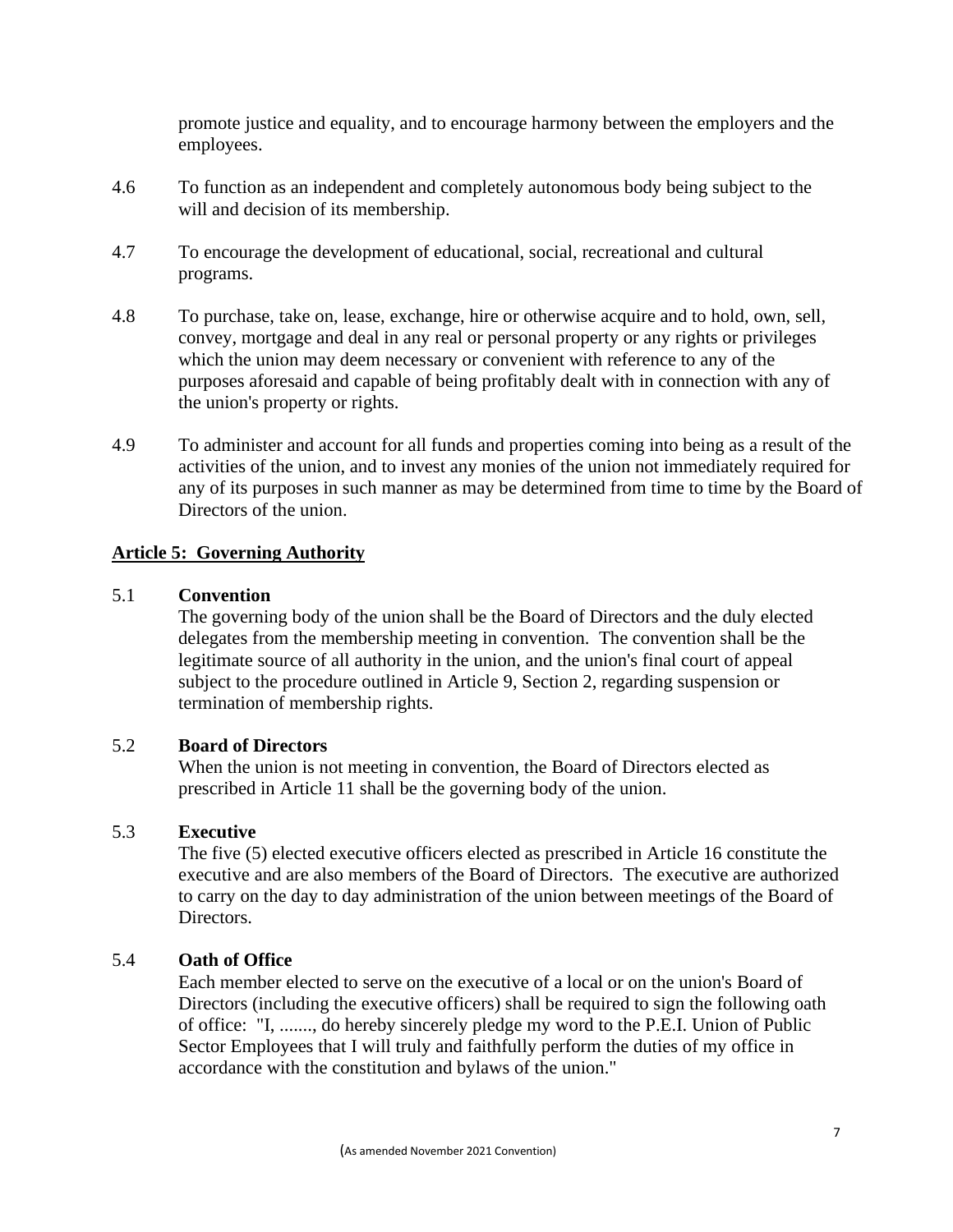promote justice and equality, and to encourage harmony between the employers and the employees.

4.6 To function as an independent and completely autonomous body being subject to the will and decision of its membership.

4.7 To encourage the development of educational, social, recreational and cultural programs.

4.8 To purchase, take on, lease, exchange, hire or otherwise acquire and to hold, own, sell, convey, mortgage and deal in any real or personal property or any rights or privileges which the union may deem necessary or convenient with reference to any of the purposes aforesaid and capable of being profitably dealt with in connection with any of the union's property or rights.

4.9 To administer and account for all funds and properties coming into being as a result of the activities of the union, and to invest any monies of the union not immediately required for any of its purposes in such manner as may be determined from time to time by the Board of Directors of the union.

## Article 5: Governing Authority

### 5.1 Convention

The governing body of the union shall be the Board of Directors and the duly elected delegates from the membership meeting in convention. The convention shall be the legitimate source of all authority in the union, and the union's final court of appeal subject to the procedure outlined in Article 9, Section 2, regarding suspension or termination of membership rights.

### 5.2 Board of Directors

When the union is not meeting in convention, the Board of Directors elected as prescribed in Article 11 shall be the governing body of the union.

### 5.3 Executive

The five (5) elected executive officers elected as prescribed in Article 16 constitute the executive and are also members of the Board of Directors. The executive are authorized to carry on the day to day administration of the union between meetings of the Board of Directors.

### 5.4 Oath of Office

Each member elected to serve on the executive of a local or on the union's Board of Directors (including the executive officers) shall be required to sign the following oath of office: "I, ......., do hereby sincerely pledge my word to the P.E.I. Union of Public Sector Employees that I will truly and faithfully perform the duties of my office in accordance with the constitution and bylaws of the union."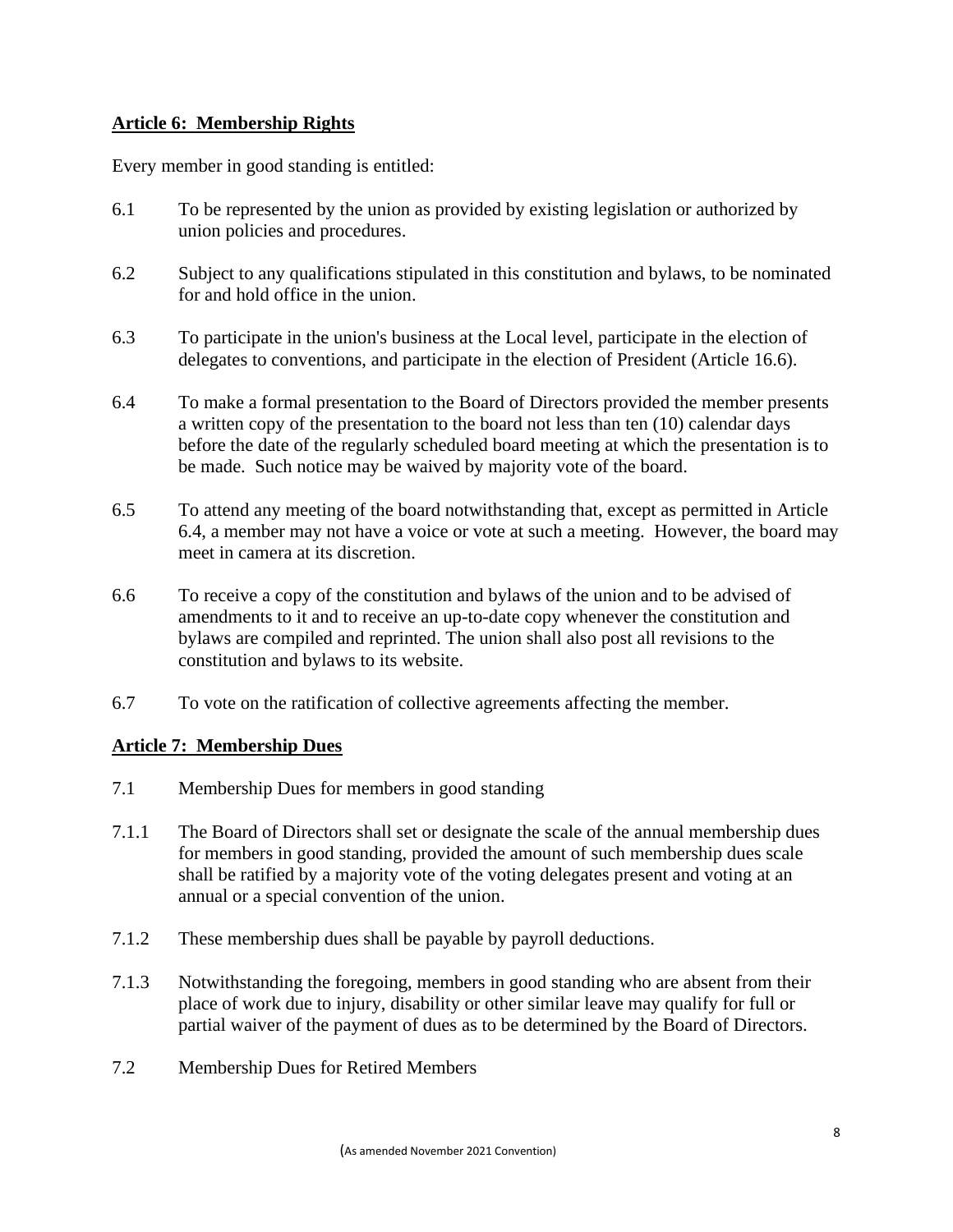## Article 6: Membership Rights

Every member in good standing is entitled:

6.1 To be represented by the union as provided by existing legislation or authorized by union policies and procedures.

6.2 Subject to any qualifications stipulated in this constitution and bylaws, to be nominated for and hold office in the union.

6.3 To participate in the union's business at the Local level, participate in the election of delegates to conventions, and participate in the election of President (Article 16.6).

6.4 To make a formal presentation to the Board of Directors provided the member presents a written copy of the presentation to the board not less than ten (10) calendar days before the date of the regularly scheduled board meeting at which the presentation is to be made. Such notice may be waived by majority vote of the board.

6.5 To attend any meeting of the board notwithstanding that, except as permitted in Article 6.4, a member may not have a voice or vote at such a meeting. However, the board may meet in camera at its discretion.

6.6 To receive a copy of the constitution and bylaws of the union and to be advised of amendments to it and to receive an up-to-date copy whenever the constitution and bylaws are compiled and reprinted. The union shall also post all revisions to the constitution and bylaws to its website.

6.7 To vote on the ratification of collective agreements affecting the member.

## Article 7: Membership Dues

7.1 Membership Dues for members in good standing

7.1.1 The Board of Directors shall set or designate the scale of the annual membership dues for members in good standing, provided the amount of such membership dues scale shall be ratified by a majority vote of the voting delegates present and voting at an annual or a special convention of the union.

7.1.2 These membership dues shall be payable by payroll deductions.

7.1.3 Notwithstanding the foregoing, members in good standing who are absent from their place of work due to injury, disability or other similar leave may qualify for full or partial waiver of the payment of dues as to be determined by the Board of Directors.

7.2 Membership Dues for Retired Members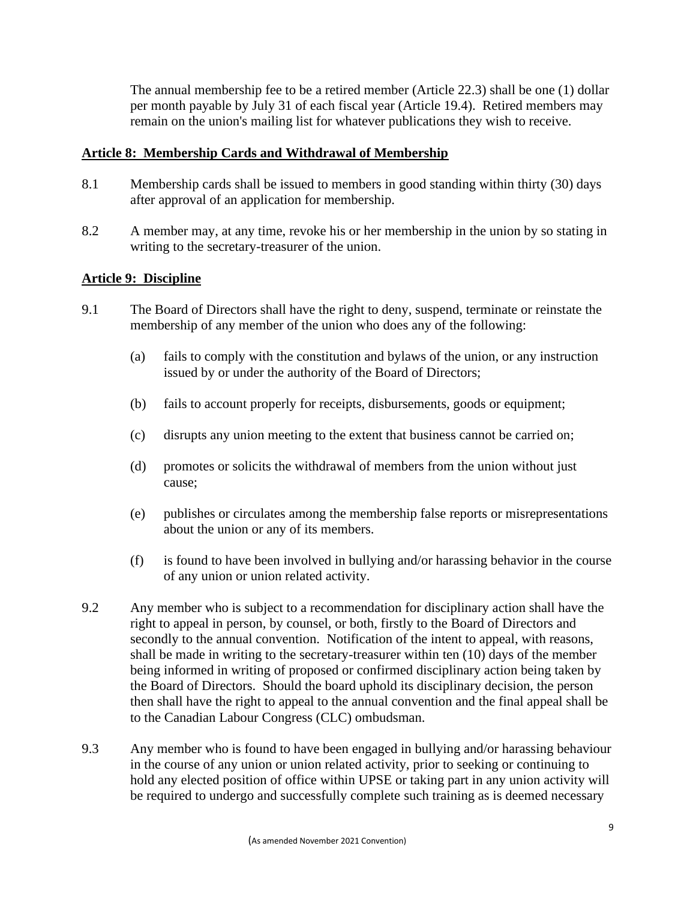The annual membership fee to be a retired member (Article 22.3) shall be one (1) dollar per month payable by July 31 of each fiscal year (Article 19.4). Retired members may remain on the union's mailing list for whatever publications they wish to receive.

## Article 8: Membership Cards and Withdrawal of Membership

8.1 Membership cards shall be issued to members in good standing within thirty (30) days after approval of an application for membership.

8.2 A member may, at any time, revoke his or her membership in the union by so stating in writing to the secretary-treasurer of the union.

## Article 9: Discipline

9.1 The Board of Directors shall have the right to deny, suspend, terminate or reinstate the membership of any member of the union who does any of the following:

(a) fails to comply with the constitution and bylaws of the union, or any instruction issued by or under the authority of the Board of Directors;

(b) fails to account properly for receipts, disbursements, goods or equipment;

(c) disrupts any union meeting to the extent that business cannot be carried on;

(d) promotes or solicits the withdrawal of members from the union without just cause;

(e) publishes or circulates among the membership false reports or misrepresentations about the union or any of its members.

(f) is found to have been involved in bullying and/or harassing behavior in the course of any union or union related activity.

9.2 Any member who is subject to a recommendation for disciplinary action shall have the right to appeal in person, by counsel, or both, firstly to the Board of Directors and secondly to the annual convention. Notification of the intent to appeal, with reasons, shall be made in writing to the secretary-treasurer within ten (10) days of the member being informed in writing of proposed or confirmed disciplinary action being taken by the Board of Directors. Should the board uphold its disciplinary decision, the person then shall have the right to appeal to the annual convention and the final appeal shall be to the Canadian Labour Congress (CLC) ombudsman.

9.3 Any member who is found to have been engaged in bullying and/or harassing behaviour in the course of any union or union related activity, prior to seeking or continuing to hold any elected position of office within UPSE or taking part in any union activity will be required to undergo and successfully complete such training as is deemed necessary

(As amended November 2021 Convention)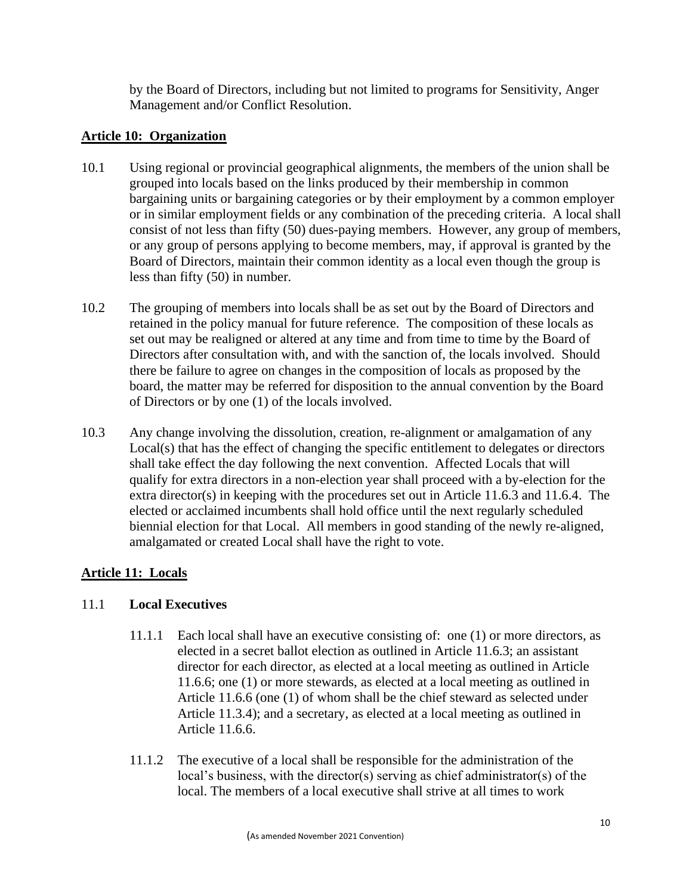by the Board of Directors, including but not limited to programs for Sensitivity, Anger Management and/or Conflict Resolution.

## Article 10: Organization

10.1 Using regional or provincial geographical alignments, the members of the union shall be grouped into locals based on the links produced by their membership in common bargaining units or bargaining categories or by their employment by a common employer or in similar employment fields or any combination of the preceding criteria. A local shall consist of not less than fifty (50) dues-paying members. However, any group of members, or any group of persons applying to become members, may, if approval is granted by the Board of Directors, maintain their common identity as a local even though the group is less than fifty (50) in number.

10.2 The grouping of members into locals shall be as set out by the Board of Directors and retained in the policy manual for future reference. The composition of these locals as set out may be realigned or altered at any time and from time to time by the Board of Directors after consultation with, and with the sanction of, the locals involved. Should there be failure to agree on changes in the composition of locals as proposed by the board, the matter may be referred for disposition to the annual convention by the Board of Directors or by one (1) of the locals involved.

10.3 Any change involving the dissolution, creation, re-alignment or amalgamation of any Local(s) that has the effect of changing the specific entitlement to delegates or directors shall take effect the day following the next convention. Affected Locals that will qualify for extra directors in a non-election year shall proceed with a by-election for the extra director(s) in keeping with the procedures set out in Article 11.6.3 and 11.6.4. The elected or acclaimed incumbents shall hold office until the next regularly scheduled biennial election for that Local. All members in good standing of the newly re-aligned, amalgamated or created Local shall have the right to vote.

## Article 11: Locals

### 11.1 Local Executives

11.1.1 Each local shall have an executive consisting of: one (1) or more directors, as elected in a secret ballot election as outlined in Article 11.6.3; an assistant director for each director, as elected at a local meeting as outlined in Article 11.6.6; one (1) or more stewards, as elected at a local meeting as outlined in Article 11.6.6 (one (1) of whom shall be the chief steward as selected under Article 11.3.4); and a secretary, as elected at a local meeting as outlined in Article 11.6.6.

11.1.2 The executive of a local shall be responsible for the administration of the local's business, with the director(s) serving as chief administrator(s) of the local. The members of a local executive shall strive at all times to work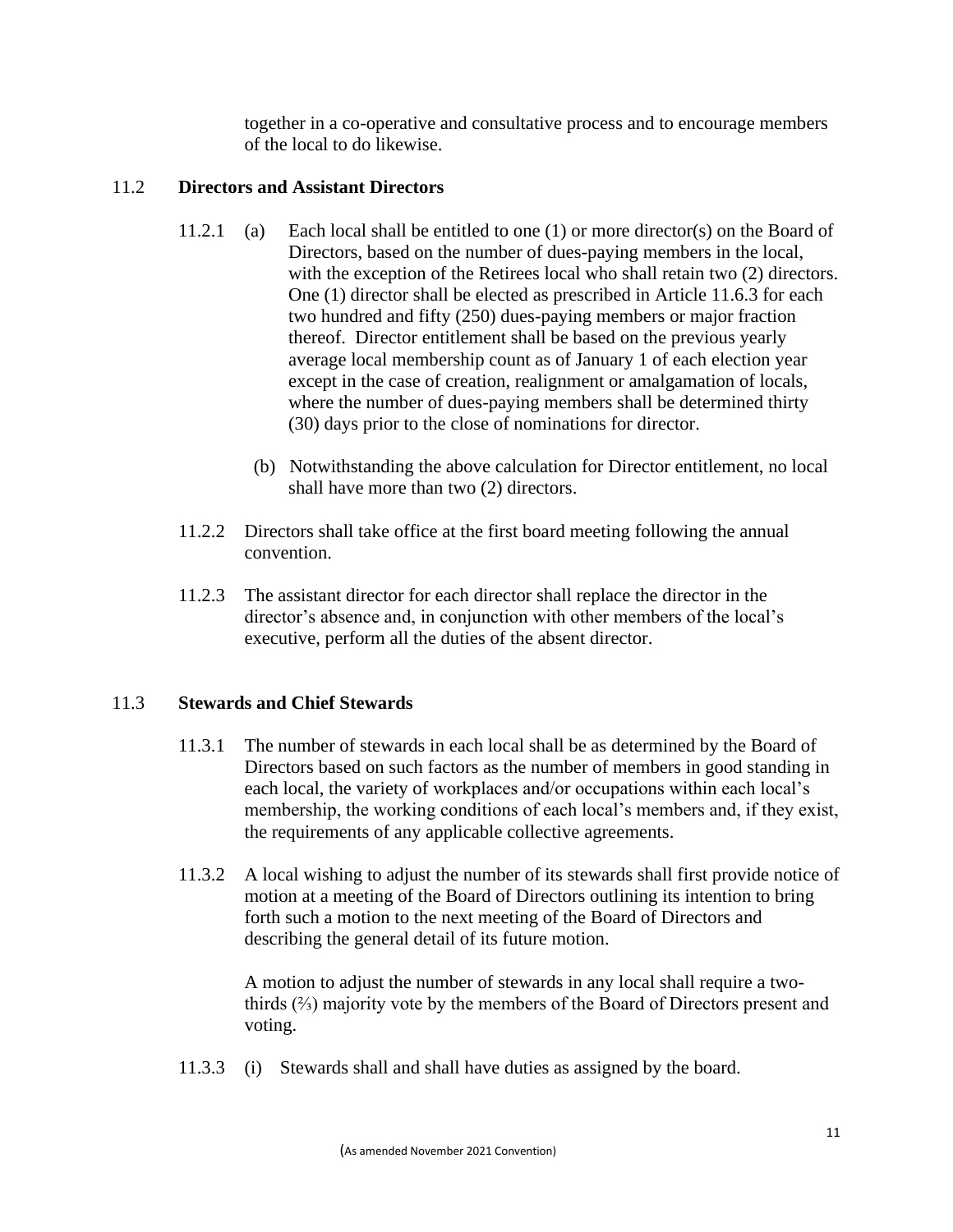together in a co-operative and consultative process and to encourage members of the local to do likewise.

## 11.2 Directors and Assistant Directors

11.2.1 (a) Each local shall be entitled to one (1) or more director(s) on the Board of Directors, based on the number of dues-paying members in the local, with the exception of the Retirees local who shall retain two (2) directors. One (1) director shall be elected as prescribed in Article 11.6.3 for each two hundred and fifty (250) dues-paying members or major fraction thereof. Director entitlement shall be based on the previous yearly average local membership count as of January 1 of each election year except in the case of creation, realignment or amalgamation of locals, where the number of dues-paying members shall be determined thirty (30) days prior to the close of nominations for director.

(b) Notwithstanding the above calculation for Director entitlement, no local shall have more than two (2) directors.

11.2.2 Directors shall take office at the first board meeting following the annual convention.

11.2.3 The assistant director for each director shall replace the director in the director's absence and, in conjunction with other members of the local's executive, perform all the duties of the absent director.

## 11.3 Stewards and Chief Stewards

11.3.1 The number of stewards in each local shall be as determined by the Board of Directors based on such factors as the number of members in good standing in each local, the variety of workplaces and/or occupations within each local's membership, the working conditions of each local's members and, if they exist, the requirements of any applicable collective agreements.

11.3.2 A local wishing to adjust the number of its stewards shall first provide notice of motion at a meeting of the Board of Directors outlining its intention to bring forth such a motion to the next meeting of the Board of Directors and describing the general detail of its future motion.

A motion to adjust the number of stewards in any local shall require a two-thirds (⅔) majority vote by the members of the Board of Directors present and voting.

11.3.3 (i) Stewards shall and shall have duties as assigned by the board.

(As amended November 2021 Convention)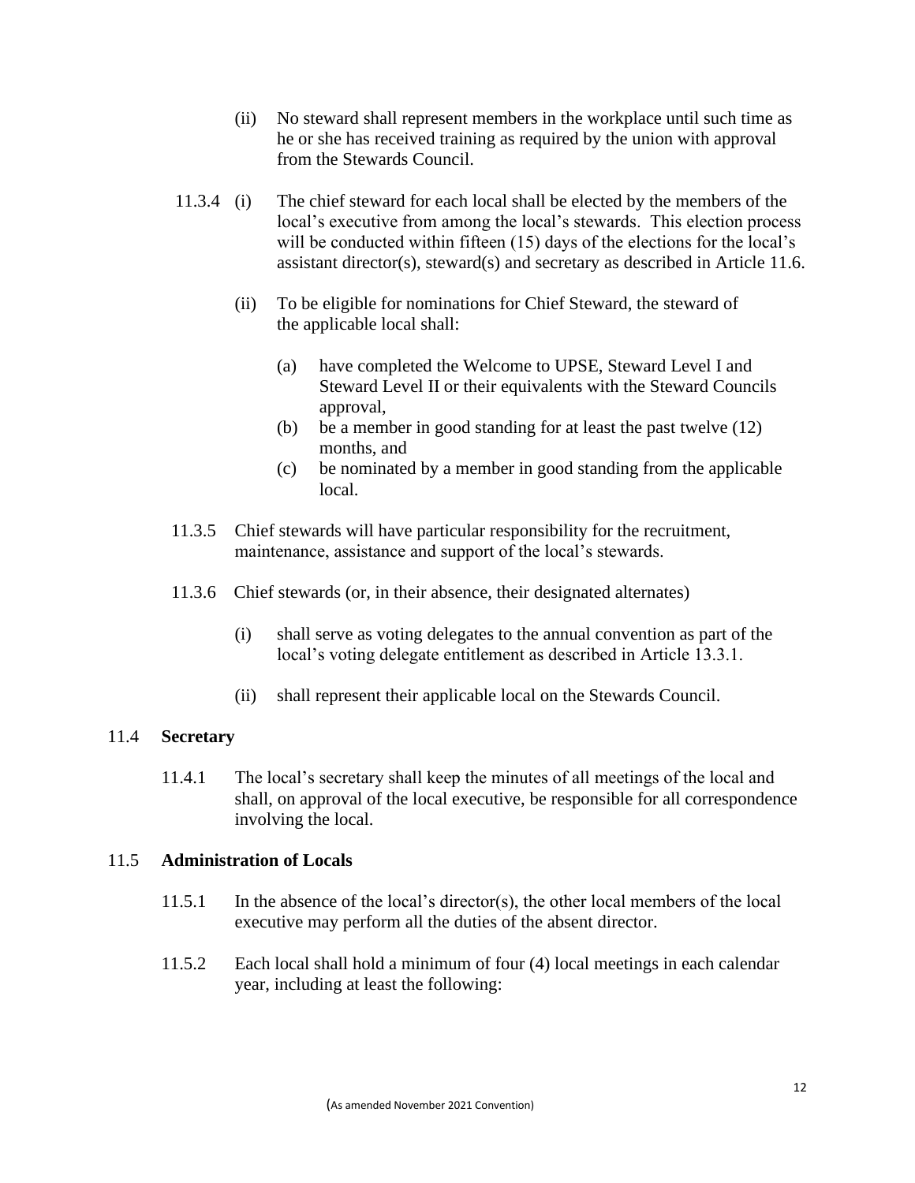(ii) No steward shall represent members in the workplace until such time as he or she has received training as required by the union with approval from the Stewards Council.

11.3.4 (i) The chief steward for each local shall be elected by the members of the local's executive from among the local's stewards. This election process will be conducted within fifteen (15) days of the elections for the local's assistant director(s), steward(s) and secretary as described in Article 11.6.

(ii) To be eligible for nominations for Chief Steward, the steward of the applicable local shall:

(a) have completed the Welcome to UPSE, Steward Level I and Steward Level II or their equivalents with the Steward Councils approval,
(b) be a member in good standing for at least the past twelve (12) months, and
(c) be nominated by a member in good standing from the applicable local.

11.3.5 Chief stewards will have particular responsibility for the recruitment, maintenance, assistance and support of the local's stewards.

11.3.6 Chief stewards (or, in their absence, their designated alternates)

(i) shall serve as voting delegates to the annual convention as part of the local's voting delegate entitlement as described in Article 13.3.1.

(ii) shall represent their applicable local on the Stewards Council.

## 11.4 Secretary

11.4.1 The local's secretary shall keep the minutes of all meetings of the local and shall, on approval of the local executive, be responsible for all correspondence involving the local.

## 11.5 Administration of Locals

11.5.1 In the absence of the local's director(s), the other local members of the local executive may perform all the duties of the absent director.

11.5.2 Each local shall hold a minimum of four (4) local meetings in each calendar year, including at least the following:

(As amended November 2021 Convention)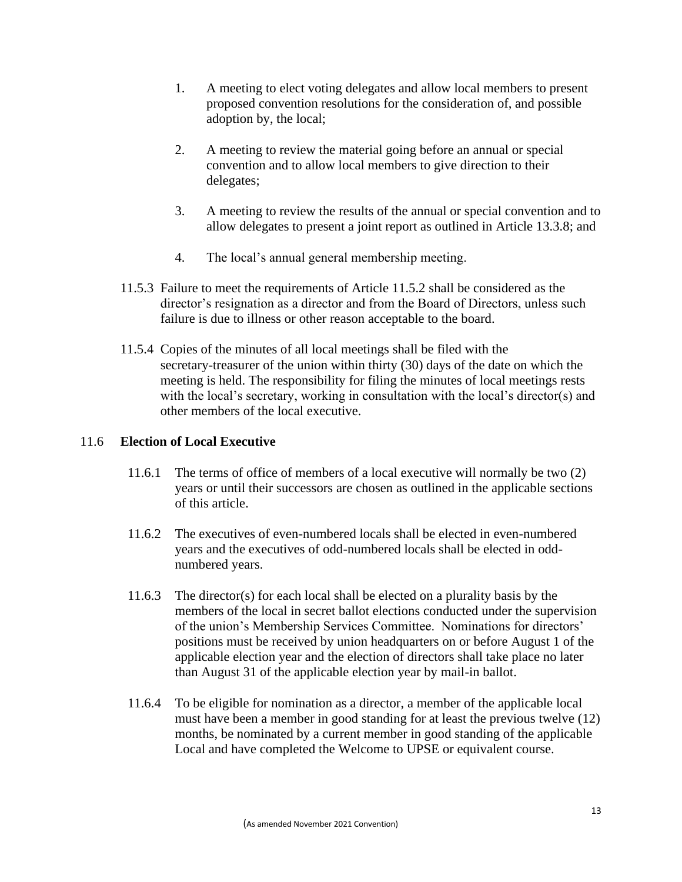1. A meeting to elect voting delegates and allow local members to present proposed convention resolutions for the consideration of, and possible adoption by, the local;

2. A meeting to review the material going before an annual or special convention and to allow local members to give direction to their delegates;

3. A meeting to review the results of the annual or special convention and to allow delegates to present a joint report as outlined in Article 13.3.8; and

4. The local's annual general membership meeting.

11.5.3 Failure to meet the requirements of Article 11.5.2 shall be considered as the director's resignation as a director and from the Board of Directors, unless such failure is due to illness or other reason acceptable to the board.

11.5.4 Copies of the minutes of all local meetings shall be filed with the secretary-treasurer of the union within thirty (30) days of the date on which the meeting is held. The responsibility for filing the minutes of local meetings rests with the local's secretary, working in consultation with the local's director(s) and other members of the local executive.

## 11.6 **Election of Local Executive**

11.6.1 The terms of office of members of a local executive will normally be two (2) years or until their successors are chosen as outlined in the applicable sections of this article.

11.6.2 The executives of even-numbered locals shall be elected in even-numbered years and the executives of odd-numbered locals shall be elected in odd-numbered years.

11.6.3 The director(s) for each local shall be elected on a plurality basis by the members of the local in secret ballot elections conducted under the supervision of the union's Membership Services Committee. Nominations for directors' positions must be received by union headquarters on or before August 1 of the applicable election year and the election of directors shall take place no later than August 31 of the applicable election year by mail-in ballot.

11.6.4 To be eligible for nomination as a director, a member of the applicable local must have been a member in good standing for at least the previous twelve (12) months, be nominated by a current member in good standing of the applicable Local and have completed the Welcome to UPSE or equivalent course.

(As amended November 2021 Convention)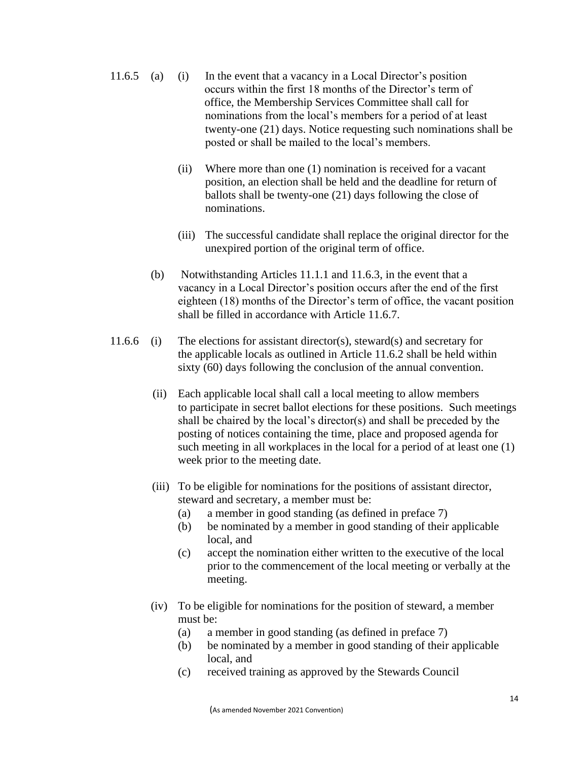11.6.5 (a) (i) In the event that a vacancy in a Local Director's position occurs within the first 18 months of the Director's term of office, the Membership Services Committee shall call for nominations from the local's members for a period of at least twenty-one (21) days. Notice requesting such nominations shall be posted or shall be mailed to the local's members.

(ii) Where more than one (1) nomination is received for a vacant position, an election shall be held and the deadline for return of ballots shall be twenty-one (21) days following the close of nominations.

(iii) The successful candidate shall replace the original director for the unexpired portion of the original term of office.

(b) Notwithstanding Articles 11.1.1 and 11.6.3, in the event that a vacancy in a Local Director's position occurs after the end of the first eighteen (18) months of the Director's term of office, the vacant position shall be filled in accordance with Article 11.6.7.

11.6.6 (i) The elections for assistant director(s), steward(s) and secretary for the applicable locals as outlined in Article 11.6.2 shall be held within sixty (60) days following the conclusion of the annual convention.

(ii) Each applicable local shall call a local meeting to allow members to participate in secret ballot elections for these positions. Such meetings shall be chaired by the local's director(s) and shall be preceded by the posting of notices containing the time, place and proposed agenda for such meeting in all workplaces in the local for a period of at least one (1) week prior to the meeting date.

(iii) To be eligible for nominations for the positions of assistant director, steward and secretary, a member must be:
   (a) a member in good standing (as defined in preface 7)
   (b) be nominated by a member in good standing of their applicable local, and
   (c) accept the nomination either written to the executive of the local prior to the commencement of the local meeting or verbally at the meeting.

(iv) To be eligible for nominations for the position of steward, a member must be:
   (a) a member in good standing (as defined in preface 7)
   (b) be nominated by a member in good standing of their applicable local, and
   (c) received training as approved by the Stewards Council

(As amended November 2021 Convention)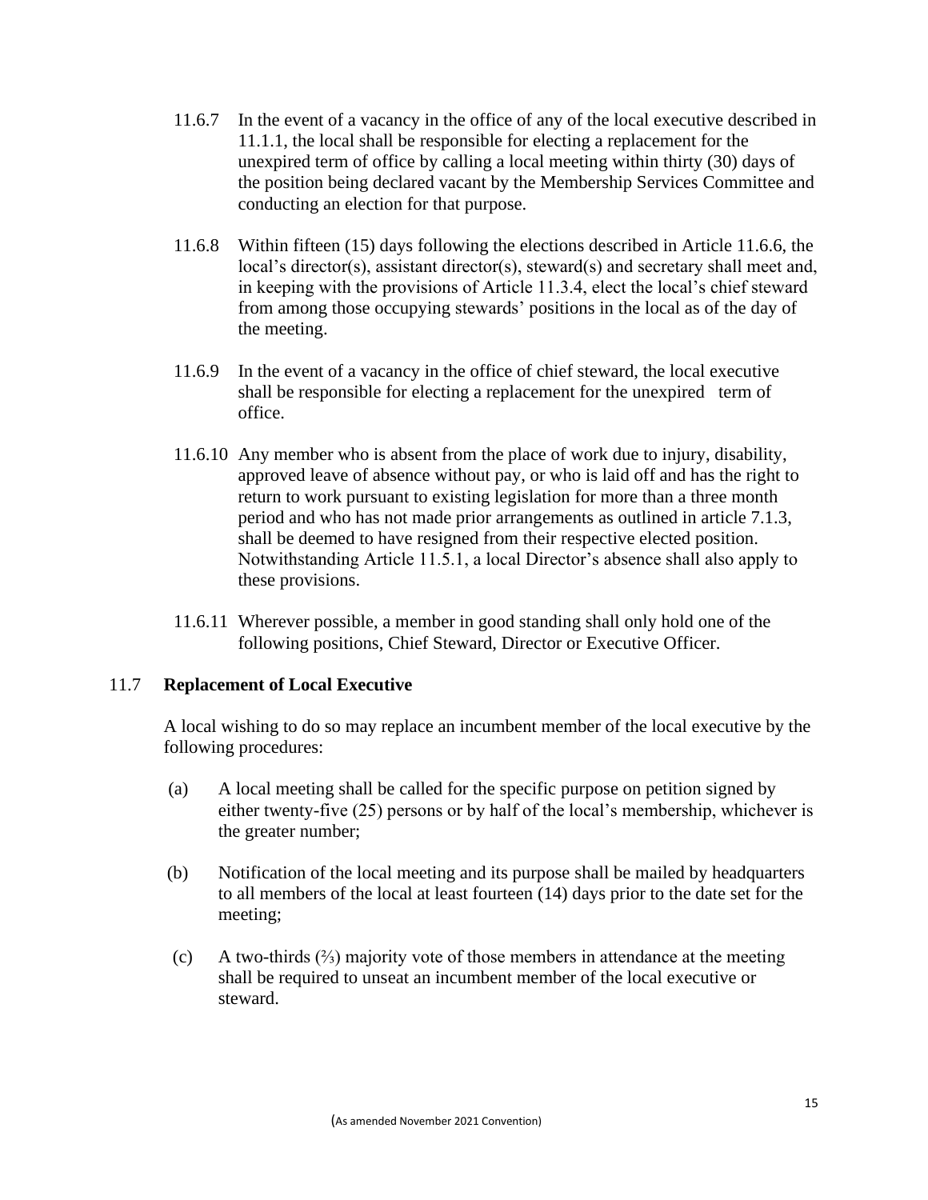11.6.7 In the event of a vacancy in the office of any of the local executive described in 11.1.1, the local shall be responsible for electing a replacement for the unexpired term of office by calling a local meeting within thirty (30) days of the position being declared vacant by the Membership Services Committee and conducting an election for that purpose.

11.6.8 Within fifteen (15) days following the elections described in Article 11.6.6, the local's director(s), assistant director(s), steward(s) and secretary shall meet and, in keeping with the provisions of Article 11.3.4, elect the local's chief steward from among those occupying stewards' positions in the local as of the day of the meeting.

11.6.9 In the event of a vacancy in the office of chief steward, the local executive shall be responsible for electing a replacement for the unexpired term of office.

11.6.10 Any member who is absent from the place of work due to injury, disability, approved leave of absence without pay, or who is laid off and has the right to return to work pursuant to existing legislation for more than a three month period and who has not made prior arrangements as outlined in article 7.1.3, shall be deemed to have resigned from their respective elected position. Notwithstanding Article 11.5.1, a local Director's absence shall also apply to these provisions.

11.6.11 Wherever possible, a member in good standing shall only hold one of the following positions, Chief Steward, Director or Executive Officer.

## 11.7 Replacement of Local Executive

A local wishing to do so may replace an incumbent member of the local executive by the following procedures:

(a) A local meeting shall be called for the specific purpose on petition signed by either twenty-five (25) persons or by half of the local's membership, whichever is the greater number;

(b) Notification of the local meeting and its purpose shall be mailed by headquarters to all members of the local at least fourteen (14) days prior to the date set for the meeting;

(c) A two-thirds (⅔) majority vote of those members in attendance at the meeting shall be required to unseat an incumbent member of the local executive or steward.

(As amended November 2021 Convention)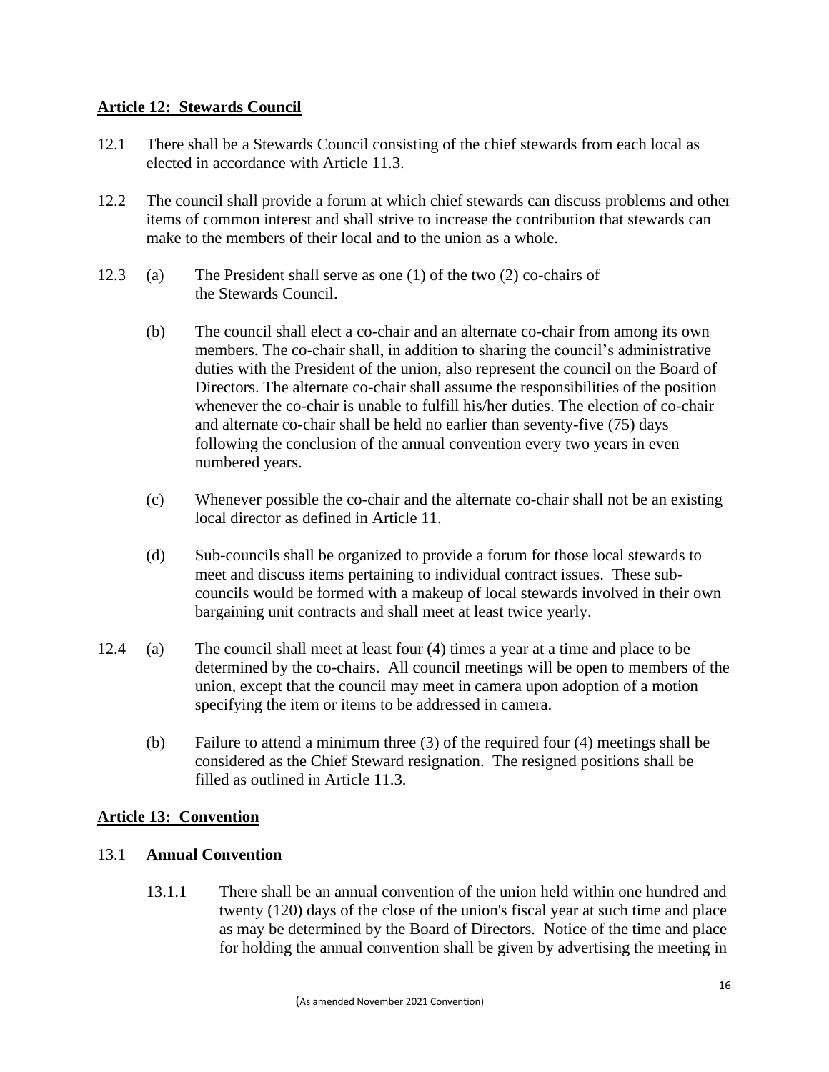## Article 12: Stewards Council

12.1 There shall be a Stewards Council consisting of the chief stewards from each local as elected in accordance with Article 11.3.

12.2 The council shall provide a forum at which chief stewards can discuss problems and other items of common interest and shall strive to increase the contribution that stewards can make to the members of their local and to the union as a whole.

12.3 (a) The President shall serve as one (1) of the two (2) co-chairs of the Stewards Council.

(b) The council shall elect a co-chair and an alternate co-chair from among its own members. The co-chair shall, in addition to sharing the council's administrative duties with the President of the union, also represent the council on the Board of Directors. The alternate co-chair shall assume the responsibilities of the position whenever the co-chair is unable to fulfill his/her duties. The election of co-chair and alternate co-chair shall be held no earlier than seventy-five (75) days following the conclusion of the annual convention every two years in even numbered years.

(c) Whenever possible the co-chair and the alternate co-chair shall not be an existing local director as defined in Article 11.

(d) Sub-councils shall be organized to provide a forum for those local stewards to meet and discuss items pertaining to individual contract issues. These sub-councils would be formed with a makeup of local stewards involved in their own bargaining unit contracts and shall meet at least twice yearly.

12.4 (a) The council shall meet at least four (4) times a year at a time and place to be determined by the co-chairs. All council meetings will be open to members of the union, except that the council may meet in camera upon adoption of a motion specifying the item or items to be addressed in camera.

(b) Failure to attend a minimum three (3) of the required four (4) meetings shall be considered as the Chief Steward resignation. The resigned positions shall be filled as outlined in Article 11.3.

## Article 13: Convention

### 13.1 Annual Convention

13.1.1 There shall be an annual convention of the union held within one hundred and twenty (120) days of the close of the union's fiscal year at such time and place as may be determined by the Board of Directors. Notice of the time and place for holding the annual convention shall be given by advertising the meeting in

(As amended November 2021 Convention)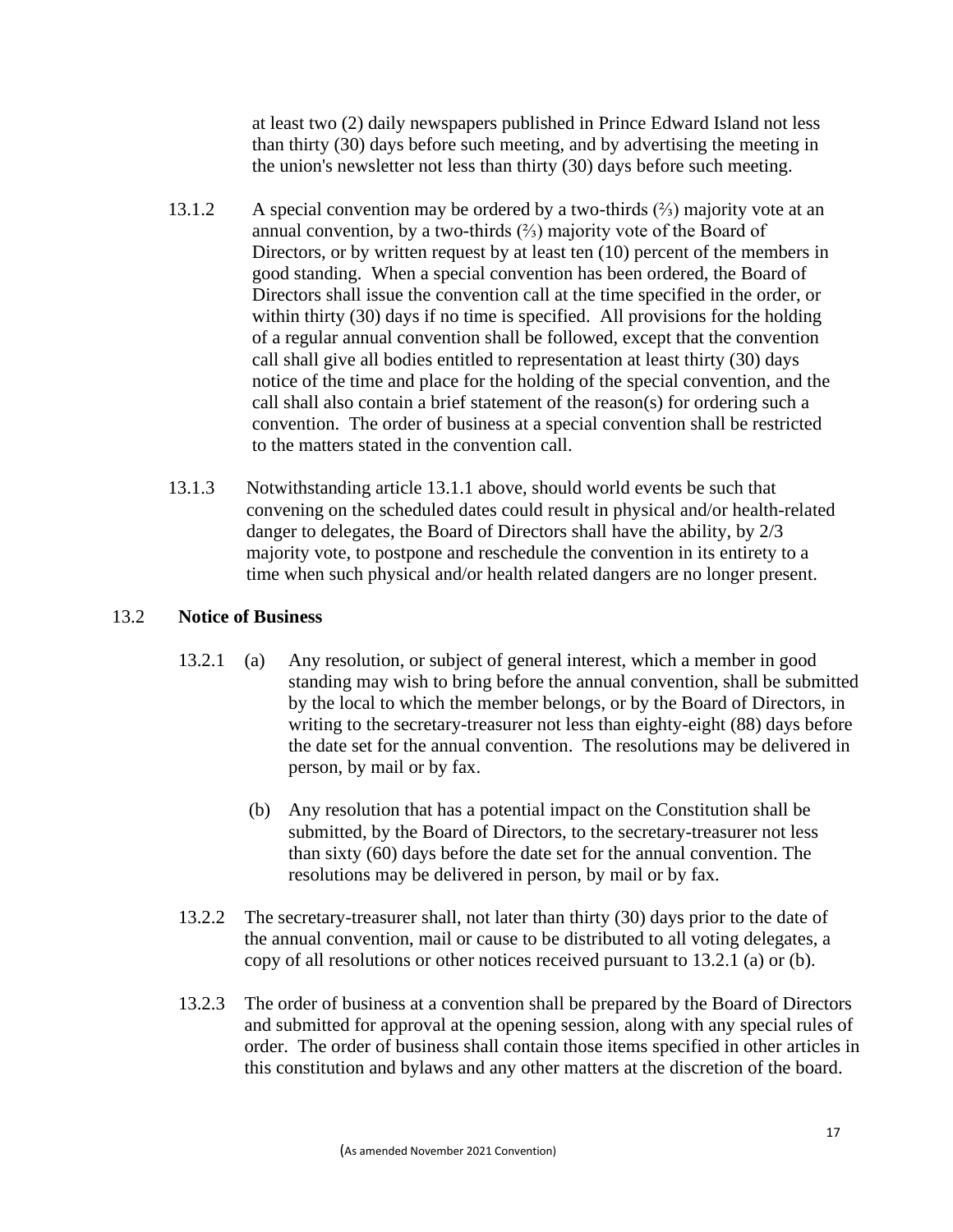at least two (2) daily newspapers published in Prince Edward Island not less than thirty (30) days before such meeting, and by advertising the meeting in the union's newsletter not less than thirty (30) days before such meeting.

13.1.2 A special convention may be ordered by a two-thirds (⅔) majority vote at an annual convention, by a two-thirds (⅔) majority vote of the Board of Directors, or by written request by at least ten (10) percent of the members in good standing. When a special convention has been ordered, the Board of Directors shall issue the convention call at the time specified in the order, or within thirty (30) days if no time is specified. All provisions for the holding of a regular annual convention shall be followed, except that the convention call shall give all bodies entitled to representation at least thirty (30) days notice of the time and place for the holding of the special convention, and the call shall also contain a brief statement of the reason(s) for ordering such a convention. The order of business at a special convention shall be restricted to the matters stated in the convention call.

13.1.3 Notwithstanding article 13.1.1 above, should world events be such that convening on the scheduled dates could result in physical and/or health-related danger to delegates, the Board of Directors shall have the ability, by 2/3 majority vote, to postpone and reschedule the convention in its entirety to a time when such physical and/or health related dangers are no longer present.

## 13.2 Notice of Business

13.2.1 (a) Any resolution, or subject of general interest, which a member in good standing may wish to bring before the annual convention, shall be submitted by the local to which the member belongs, or by the Board of Directors, in writing to the secretary-treasurer not less than eighty-eight (88) days before the date set for the annual convention. The resolutions may be delivered in person, by mail or by fax.

(b) Any resolution that has a potential impact on the Constitution shall be submitted, by the Board of Directors, to the secretary-treasurer not less than sixty (60) days before the date set for the annual convention. The resolutions may be delivered in person, by mail or by fax.

13.2.2 The secretary-treasurer shall, not later than thirty (30) days prior to the date of the annual convention, mail or cause to be distributed to all voting delegates, a copy of all resolutions or other notices received pursuant to 13.2.1 (a) or (b).

13.2.3 The order of business at a convention shall be prepared by the Board of Directors and submitted for approval at the opening session, along with any special rules of order. The order of business shall contain those items specified in other articles in this constitution and bylaws and any other matters at the discretion of the board.

(As amended November 2021 Convention)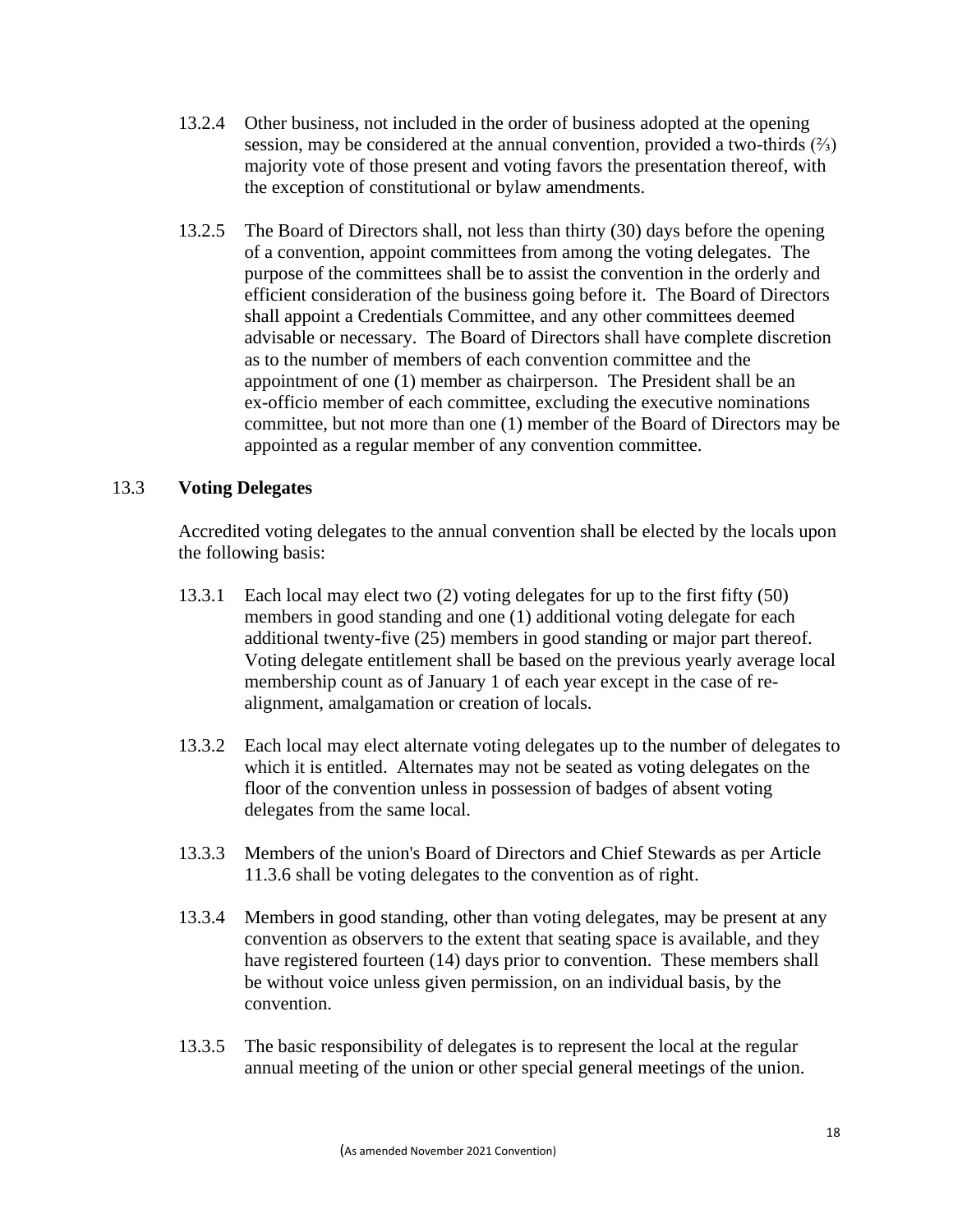13.2.4 Other business, not included in the order of business adopted at the opening session, may be considered at the annual convention, provided a two-thirds (⅔) majority vote of those present and voting favors the presentation thereof, with the exception of constitutional or bylaw amendments.

13.2.5 The Board of Directors shall, not less than thirty (30) days before the opening of a convention, appoint committees from among the voting delegates. The purpose of the committees shall be to assist the convention in the orderly and efficient consideration of the business going before it. The Board of Directors shall appoint a Credentials Committee, and any other committees deemed advisable or necessary. The Board of Directors shall have complete discretion as to the number of members of each convention committee and the appointment of one (1) member as chairperson. The President shall be an ex-officio member of each committee, excluding the executive nominations committee, but not more than one (1) member of the Board of Directors may be appointed as a regular member of any convention committee.

### 13.3 Voting Delegates

Accredited voting delegates to the annual convention shall be elected by the locals upon the following basis:

13.3.1 Each local may elect two (2) voting delegates for up to the first fifty (50) members in good standing and one (1) additional voting delegate for each additional twenty-five (25) members in good standing or major part thereof. Voting delegate entitlement shall be based on the previous yearly average local membership count as of January 1 of each year except in the case of re-alignment, amalgamation or creation of locals.

13.3.2 Each local may elect alternate voting delegates up to the number of delegates to which it is entitled. Alternates may not be seated as voting delegates on the floor of the convention unless in possession of badges of absent voting delegates from the same local.

13.3.3 Members of the union's Board of Directors and Chief Stewards as per Article 11.3.6 shall be voting delegates to the convention as of right.

13.3.4 Members in good standing, other than voting delegates, may be present at any convention as observers to the extent that seating space is available, and they have registered fourteen (14) days prior to convention. These members shall be without voice unless given permission, on an individual basis, by the convention.

13.3.5 The basic responsibility of delegates is to represent the local at the regular annual meeting of the union or other special general meetings of the union.

(As amended November 2021 Convention)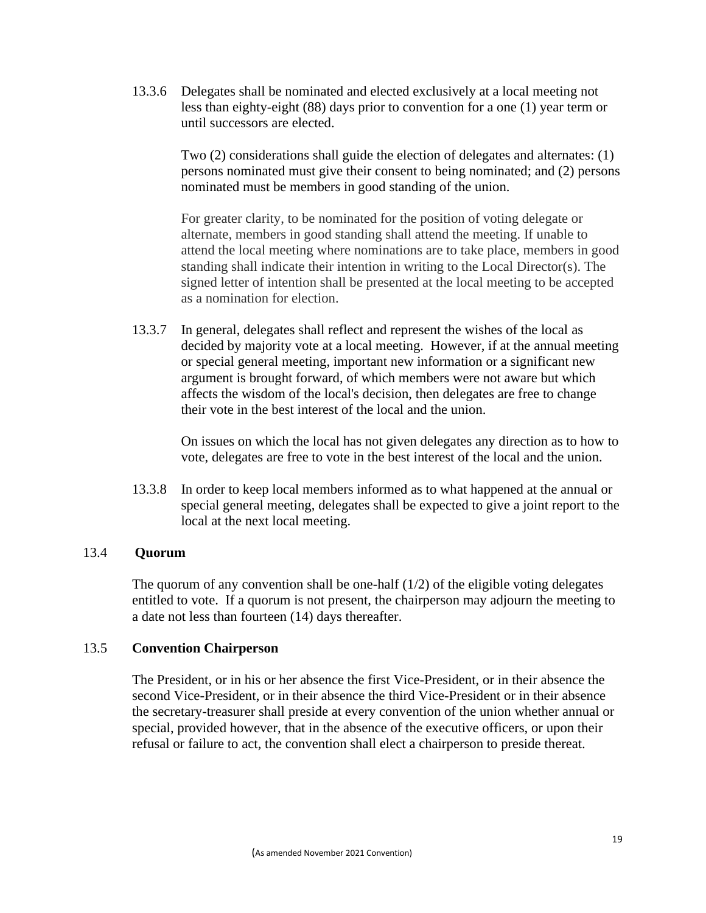13.3.6 Delegates shall be nominated and elected exclusively at a local meeting not less than eighty-eight (88) days prior to convention for a one (1) year term or until successors are elected.

Two (2) considerations shall guide the election of delegates and alternates: (1) persons nominated must give their consent to being nominated; and (2) persons nominated must be members in good standing of the union.

For greater clarity, to be nominated for the position of voting delegate or alternate, members in good standing shall attend the meeting. If unable to attend the local meeting where nominations are to take place, members in good standing shall indicate their intention in writing to the Local Director(s). The signed letter of intention shall be presented at the local meeting to be accepted as a nomination for election.

13.3.7 In general, delegates shall reflect and represent the wishes of the local as decided by majority vote at a local meeting. However, if at the annual meeting or special general meeting, important new information or a significant new argument is brought forward, of which members were not aware but which affects the wisdom of the local's decision, then delegates are free to change their vote in the best interest of the local and the union.

On issues on which the local has not given delegates any direction as to how to vote, delegates are free to vote in the best interest of the local and the union.

13.3.8 In order to keep local members informed as to what happened at the annual or special general meeting, delegates shall be expected to give a joint report to the local at the next local meeting.

### 13.4 Quorum

The quorum of any convention shall be one-half (1/2) of the eligible voting delegates entitled to vote. If a quorum is not present, the chairperson may adjourn the meeting to a date not less than fourteen (14) days thereafter.

### 13.5 Convention Chairperson

The President, or in his or her absence the first Vice-President, or in their absence the second Vice-President, or in their absence the third Vice-President or in their absence the secretary-treasurer shall preside at every convention of the union whether annual or special, provided however, that in the absence of the executive officers, or upon their refusal or failure to act, the convention shall elect a chairperson to preside thereat.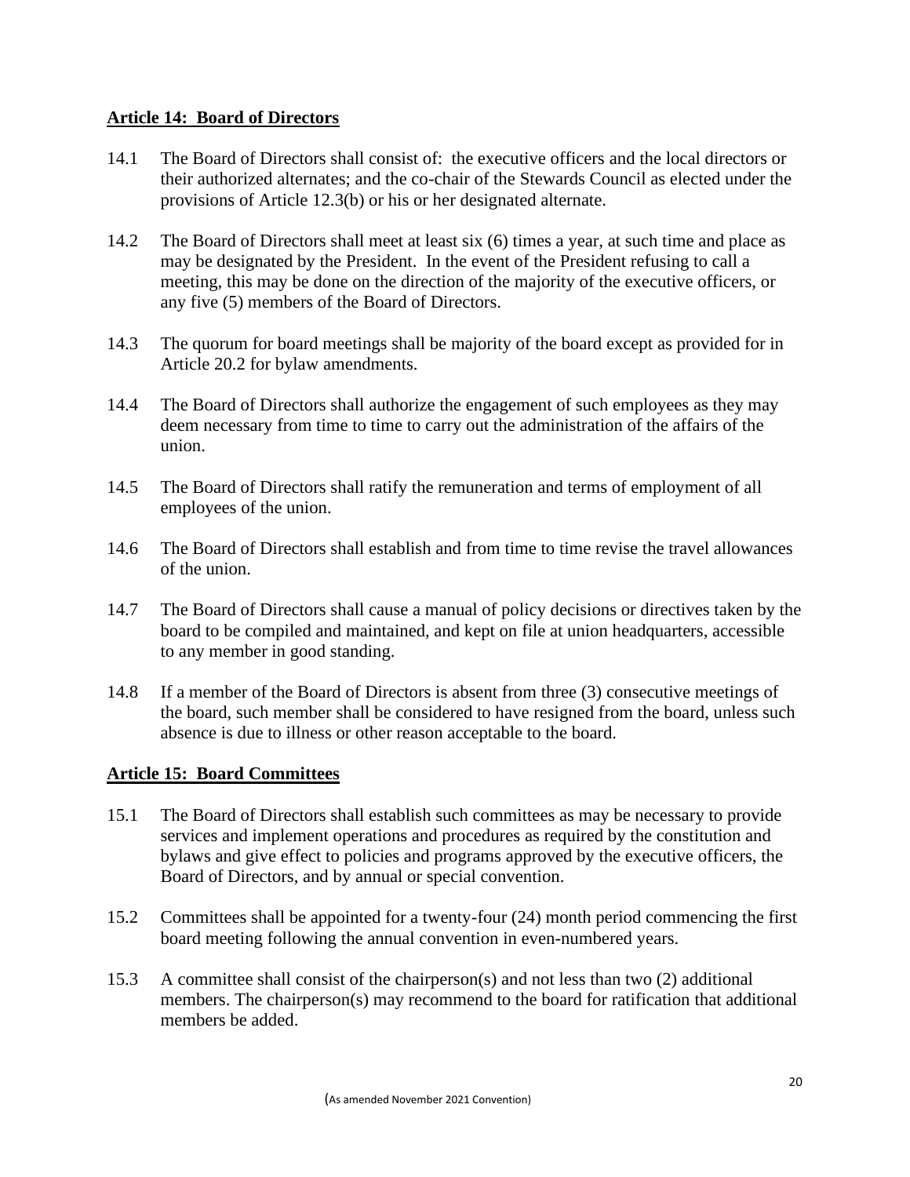## Article 14: Board of Directors

14.1 The Board of Directors shall consist of: the executive officers and the local directors or their authorized alternates; and the co-chair of the Stewards Council as elected under the provisions of Article 12.3(b) or his or her designated alternate.

14.2 The Board of Directors shall meet at least six (6) times a year, at such time and place as may be designated by the President. In the event of the President refusing to call a meeting, this may be done on the direction of the majority of the executive officers, or any five (5) members of the Board of Directors.

14.3 The quorum for board meetings shall be majority of the board except as provided for in Article 20.2 for bylaw amendments.

14.4 The Board of Directors shall authorize the engagement of such employees as they may deem necessary from time to time to carry out the administration of the affairs of the union.

14.5 The Board of Directors shall ratify the remuneration and terms of employment of all employees of the union.

14.6 The Board of Directors shall establish and from time to time revise the travel allowances of the union.

14.7 The Board of Directors shall cause a manual of policy decisions or directives taken by the board to be compiled and maintained, and kept on file at union headquarters, accessible to any member in good standing.

14.8 If a member of the Board of Directors is absent from three (3) consecutive meetings of the board, such member shall be considered to have resigned from the board, unless such absence is due to illness or other reason acceptable to the board.

## Article 15: Board Committees

15.1 The Board of Directors shall establish such committees as may be necessary to provide services and implement operations and procedures as required by the constitution and bylaws and give effect to policies and programs approved by the executive officers, the Board of Directors, and by annual or special convention.

15.2 Committees shall be appointed for a twenty-four (24) month period commencing the first board meeting following the annual convention in even-numbered years.

15.3 A committee shall consist of the chairperson(s) and not less than two (2) additional members. The chairperson(s) may recommend to the board for ratification that additional members be added.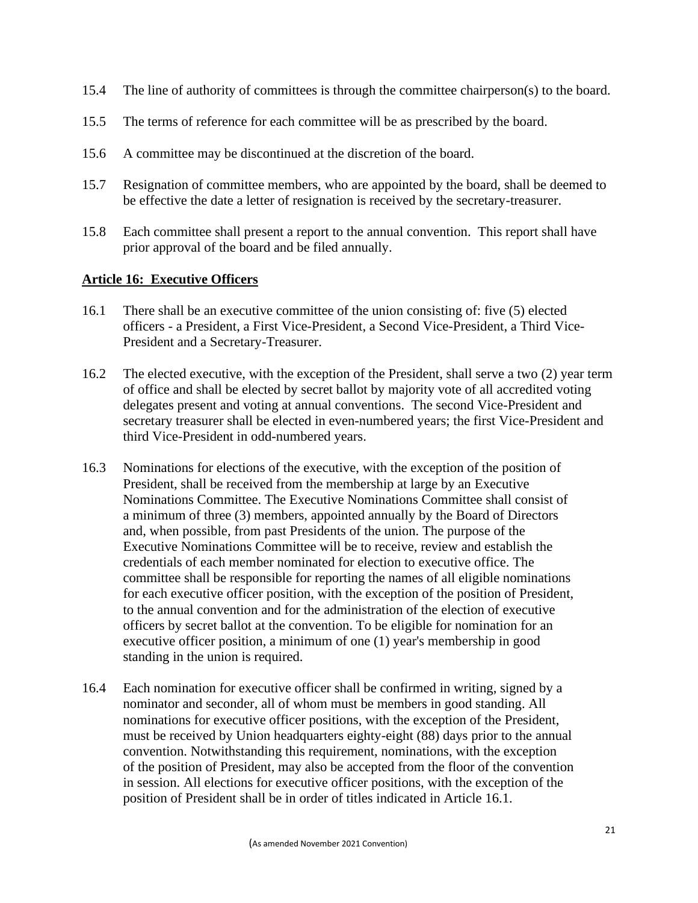15.4 The line of authority of committees is through the committee chairperson(s) to the board.

15.5 The terms of reference for each committee will be as prescribed by the board.

15.6 A committee may be discontinued at the discretion of the board.

15.7 Resignation of committee members, who are appointed by the board, shall be deemed to be effective the date a letter of resignation is received by the secretary-treasurer.

15.8 Each committee shall present a report to the annual convention. This report shall have prior approval of the board and be filed annually.

## Article 16: Executive Officers

16.1 There shall be an executive committee of the union consisting of: five (5) elected officers - a President, a First Vice-President, a Second Vice-President, a Third Vice-President and a Secretary-Treasurer.

16.2 The elected executive, with the exception of the President, shall serve a two (2) year term of office and shall be elected by secret ballot by majority vote of all accredited voting delegates present and voting at annual conventions. The second Vice-President and secretary treasurer shall be elected in even-numbered years; the first Vice-President and third Vice-President in odd-numbered years.

16.3 Nominations for elections of the executive, with the exception of the position of President, shall be received from the membership at large by an Executive Nominations Committee. The Executive Nominations Committee shall consist of a minimum of three (3) members, appointed annually by the Board of Directors and, when possible, from past Presidents of the union. The purpose of the Executive Nominations Committee will be to receive, review and establish the credentials of each member nominated for election to executive office. The committee shall be responsible for reporting the names of all eligible nominations for each executive officer position, with the exception of the position of President, to the annual convention and for the administration of the election of executive officers by secret ballot at the convention. To be eligible for nomination for an executive officer position, a minimum of one (1) year's membership in good standing in the union is required.

16.4 Each nomination for executive officer shall be confirmed in writing, signed by a nominator and seconder, all of whom must be members in good standing. All nominations for executive officer positions, with the exception of the President, must be received by Union headquarters eighty-eight (88) days prior to the annual convention. Notwithstanding this requirement, nominations, with the exception of the position of President, may also be accepted from the floor of the convention in session. All elections for executive officer positions, with the exception of the position of President shall be in order of titles indicated in Article 16.1.

(As amended November 2021 Convention)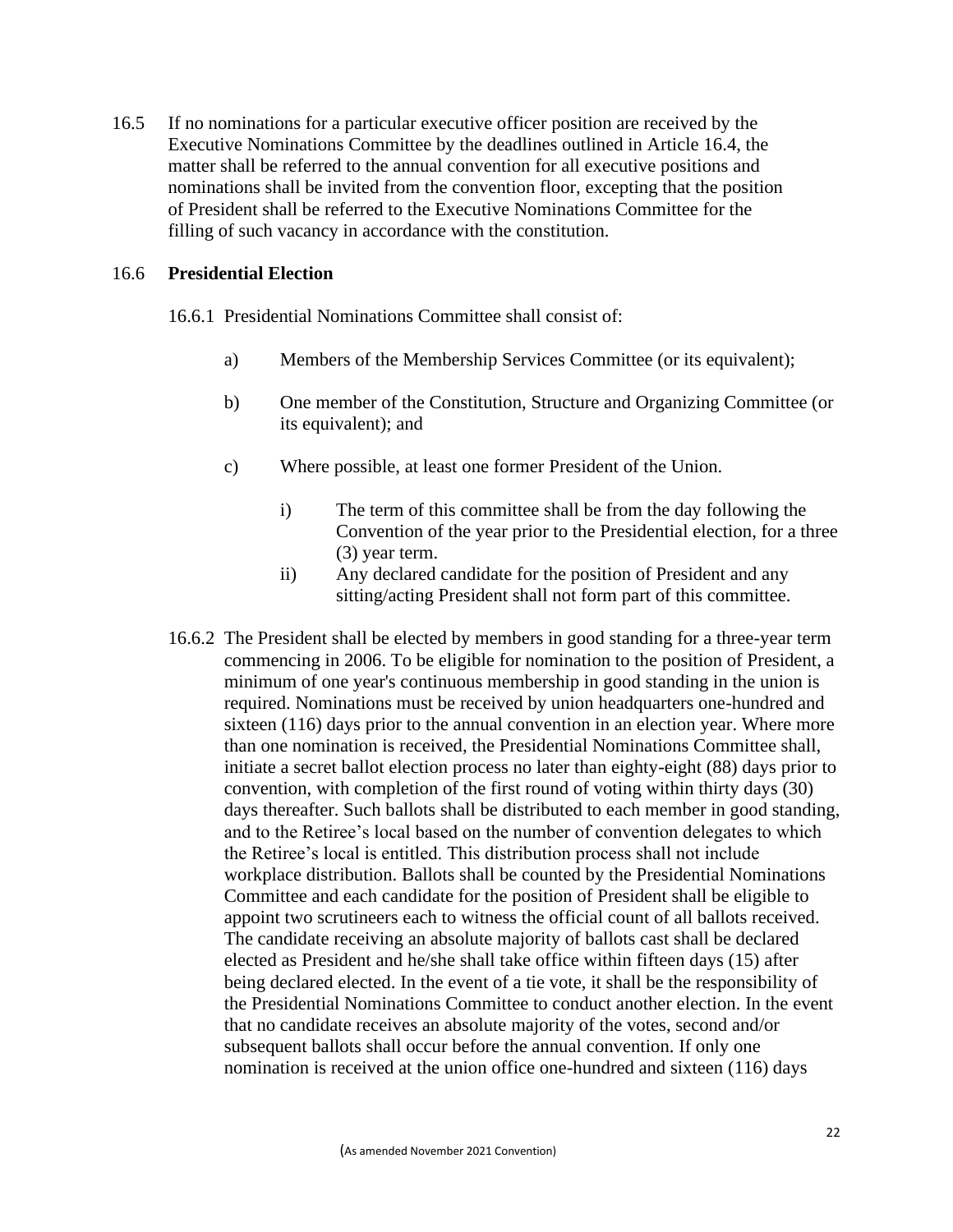16.5 If no nominations for a particular executive officer position are received by the Executive Nominations Committee by the deadlines outlined in Article 16.4, the matter shall be referred to the annual convention for all executive positions and nominations shall be invited from the convention floor, excepting that the position of President shall be referred to the Executive Nominations Committee for the filling of such vacancy in accordance with the constitution.

16.6 **Presidential Election**

16.6.1 Presidential Nominations Committee shall consist of:

a) Members of the Membership Services Committee (or its equivalent);

b) One member of the Constitution, Structure and Organizing Committee (or its equivalent); and

c) Where possible, at least one former President of the Union.

i) The term of this committee shall be from the day following the Convention of the year prior to the Presidential election, for a three (3) year term.

ii) Any declared candidate for the position of President and any sitting/acting President shall not form part of this committee.

16.6.2 The President shall be elected by members in good standing for a three-year term commencing in 2006. To be eligible for nomination to the position of President, a minimum of one year's continuous membership in good standing in the union is required. Nominations must be received by union headquarters one-hundred and sixteen (116) days prior to the annual convention in an election year. Where more than one nomination is received, the Presidential Nominations Committee shall, initiate a secret ballot election process no later than eighty-eight (88) days prior to convention, with completion of the first round of voting within thirty days (30) days thereafter. Such ballots shall be distributed to each member in good standing, and to the Retiree's local based on the number of convention delegates to which the Retiree's local is entitled. This distribution process shall not include workplace distribution. Ballots shall be counted by the Presidential Nominations Committee and each candidate for the position of President shall be eligible to appoint two scrutineers each to witness the official count of all ballots received. The candidate receiving an absolute majority of ballots cast shall be declared elected as President and he/she shall take office within fifteen days (15) after being declared elected. In the event of a tie vote, it shall be the responsibility of the Presidential Nominations Committee to conduct another election. In the event that no candidate receives an absolute majority of the votes, second and/or subsequent ballots shall occur before the annual convention. If only one nomination is received at the union office one-hundred and sixteen (116) days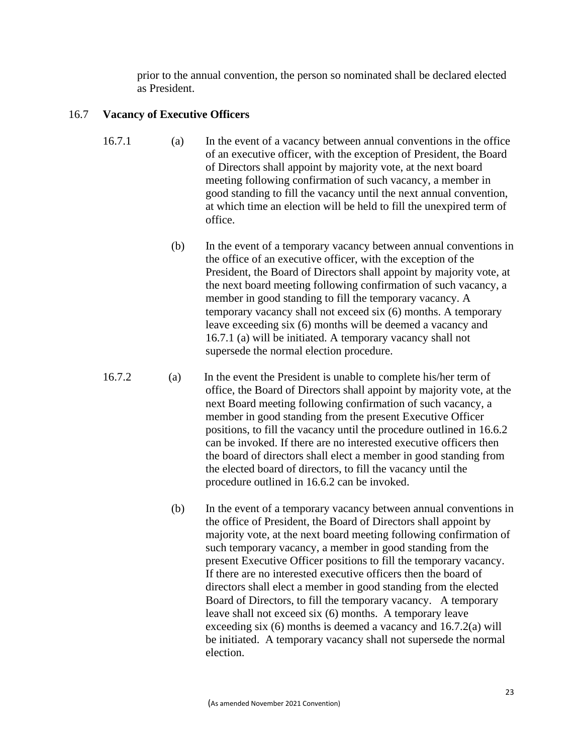prior to the annual convention, the person so nominated shall be declared elected as President.

## 16.7 Vacancy of Executive Officers

16.7.1 (a) In the event of a vacancy between annual conventions in the office of an executive officer, with the exception of President, the Board of Directors shall appoint by majority vote, at the next board meeting following confirmation of such vacancy, a member in good standing to fill the vacancy until the next annual convention, at which time an election will be held to fill the unexpired term of office.

(b) In the event of a temporary vacancy between annual conventions in the office of an executive officer, with the exception of the President, the Board of Directors shall appoint by majority vote, at the next board meeting following confirmation of such vacancy, a member in good standing to fill the temporary vacancy. A temporary vacancy shall not exceed six (6) months. A temporary leave exceeding six (6) months will be deemed a vacancy and 16.7.1 (a) will be initiated. A temporary vacancy shall not supersede the normal election procedure.

16.7.2 (a) In the event the President is unable to complete his/her term of office, the Board of Directors shall appoint by majority vote, at the next Board meeting following confirmation of such vacancy, a member in good standing from the present Executive Officer positions, to fill the vacancy until the procedure outlined in 16.6.2 can be invoked. If there are no interested executive officers then the board of directors shall elect a member in good standing from the elected board of directors, to fill the vacancy until the procedure outlined in 16.6.2 can be invoked.

(b) In the event of a temporary vacancy between annual conventions in the office of President, the Board of Directors shall appoint by majority vote, at the next board meeting following confirmation of such temporary vacancy, a member in good standing from the present Executive Officer positions to fill the temporary vacancy. If there are no interested executive officers then the board of directors shall elect a member in good standing from the elected Board of Directors, to fill the temporary vacancy. A temporary leave shall not exceed six (6) months. A temporary leave exceeding six (6) months is deemed a vacancy and 16.7.2(a) will be initiated. A temporary vacancy shall not supersede the normal election.

(As amended November 2021 Convention)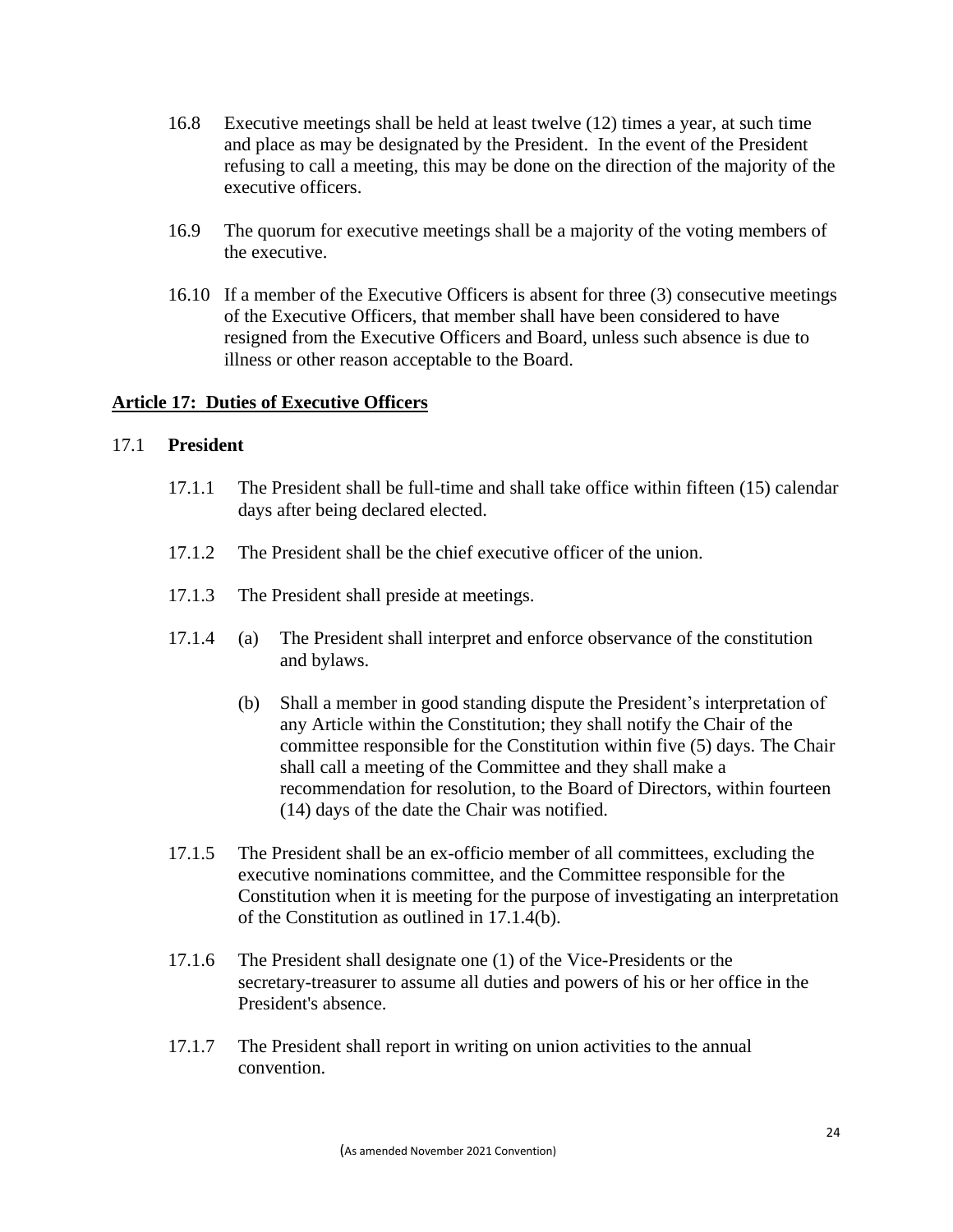16.8 Executive meetings shall be held at least twelve (12) times a year, at such time and place as may be designated by the President. In the event of the President refusing to call a meeting, this may be done on the direction of the majority of the executive officers.

16.9 The quorum for executive meetings shall be a majority of the voting members of the executive.

16.10 If a member of the Executive Officers is absent for three (3) consecutive meetings of the Executive Officers, that member shall have been considered to have resigned from the Executive Officers and Board, unless such absence is due to illness or other reason acceptable to the Board.

## Article 17: Duties of Executive Officers

### 17.1 President

17.1.1 The President shall be full-time and shall take office within fifteen (15) calendar days after being declared elected.

17.1.2 The President shall be the chief executive officer of the union.

17.1.3 The President shall preside at meetings.

17.1.4 (a) The President shall interpret and enforce observance of the constitution and bylaws.

(b) Shall a member in good standing dispute the President's interpretation of any Article within the Constitution; they shall notify the Chair of the committee responsible for the Constitution within five (5) days. The Chair shall call a meeting of the Committee and they shall make a recommendation for resolution, to the Board of Directors, within fourteen (14) days of the date the Chair was notified.

17.1.5 The President shall be an ex-officio member of all committees, excluding the executive nominations committee, and the Committee responsible for the Constitution when it is meeting for the purpose of investigating an interpretation of the Constitution as outlined in 17.1.4(b).

17.1.6 The President shall designate one (1) of the Vice-Presidents or the secretary-treasurer to assume all duties and powers of his or her office in the President's absence.

17.1.7 The President shall report in writing on union activities to the annual convention.

(As amended November 2021 Convention)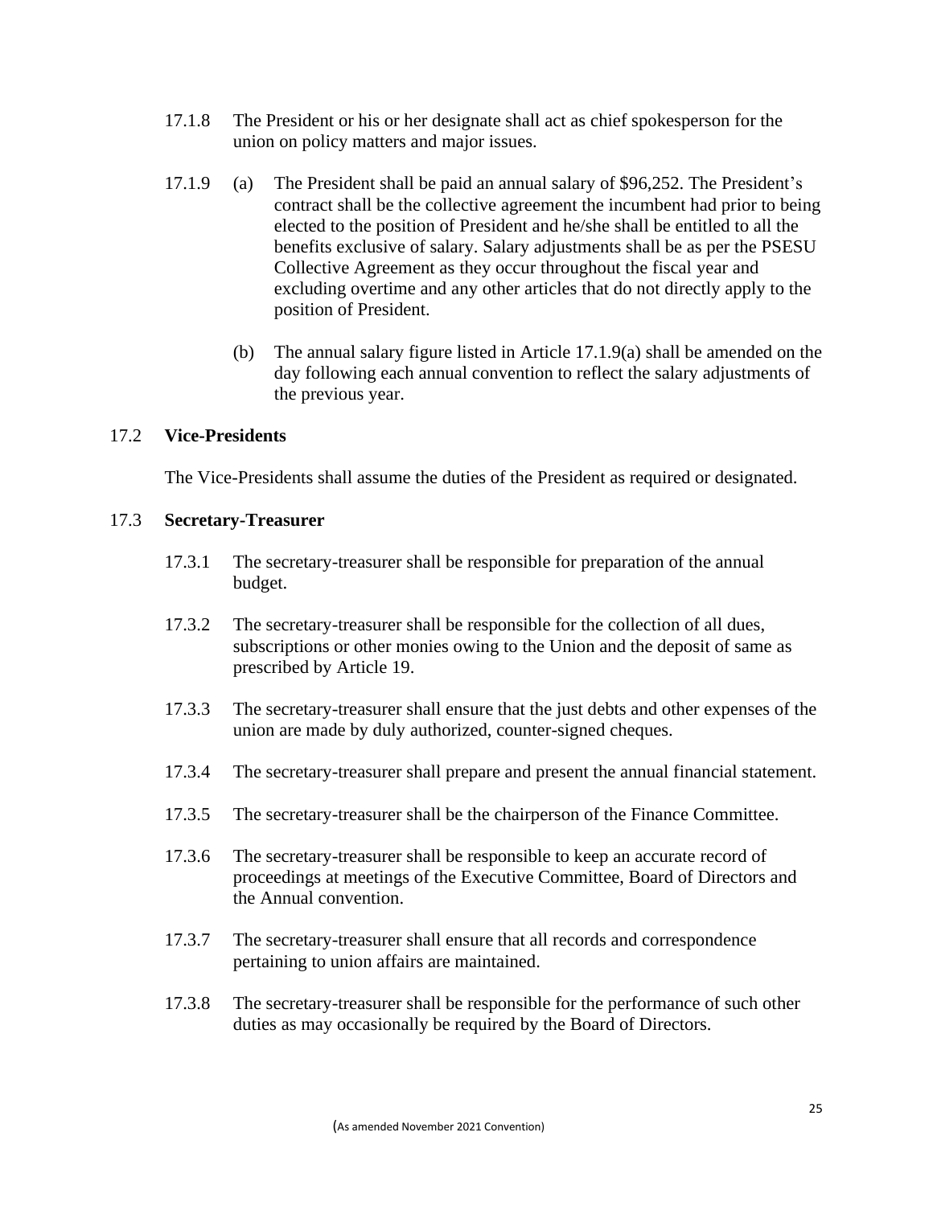17.1.8 The President or his or her designate shall act as chief spokesperson for the union on policy matters and major issues.

17.1.9 (a) The President shall be paid an annual salary of $96,252. The President's contract shall be the collective agreement the incumbent had prior to being elected to the position of President and he/she shall be entitled to all the benefits exclusive of salary. Salary adjustments shall be as per the PSESU Collective Agreement as they occur throughout the fiscal year and excluding overtime and any other articles that do not directly apply to the position of President.

(b) The annual salary figure listed in Article 17.1.9(a) shall be amended on the day following each annual convention to reflect the salary adjustments of the previous year.

## 17.2 **Vice-Presidents**

The Vice-Presidents shall assume the duties of the President as required or designated.

## 17.3 **Secretary-Treasurer**

17.3.1 The secretary-treasurer shall be responsible for preparation of the annual budget.

17.3.2 The secretary-treasurer shall be responsible for the collection of all dues, subscriptions or other monies owing to the Union and the deposit of same as prescribed by Article 19.

17.3.3 The secretary-treasurer shall ensure that the just debts and other expenses of the union are made by duly authorized, counter-signed cheques.

17.3.4 The secretary-treasurer shall prepare and present the annual financial statement.

17.3.5 The secretary-treasurer shall be the chairperson of the Finance Committee.

17.3.6 The secretary-treasurer shall be responsible to keep an accurate record of proceedings at meetings of the Executive Committee, Board of Directors and the Annual convention.

17.3.7 The secretary-treasurer shall ensure that all records and correspondence pertaining to union affairs are maintained.

17.3.8 The secretary-treasurer shall be responsible for the performance of such other duties as may occasionally be required by the Board of Directors.

(As amended November 2021 Convention)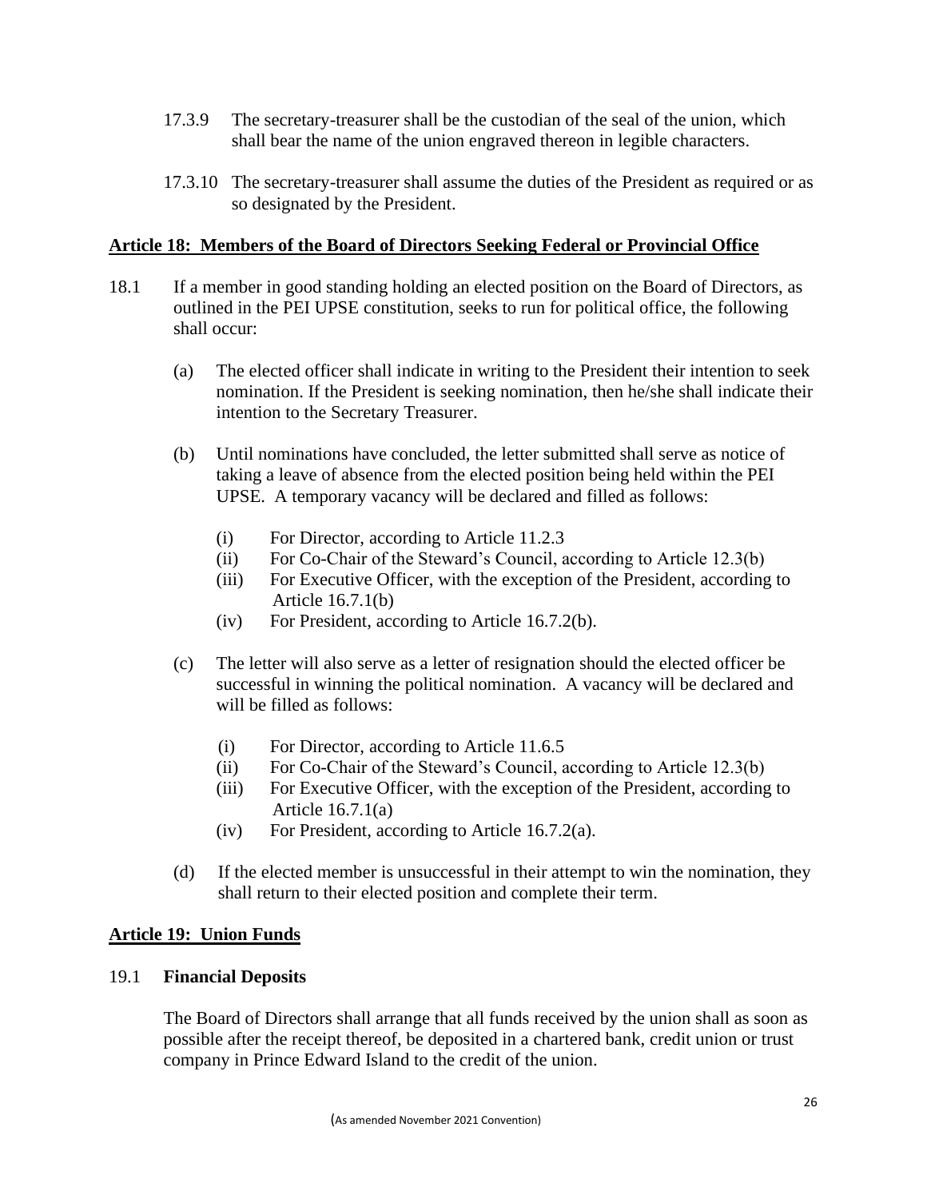17.3.9 The secretary-treasurer shall be the custodian of the seal of the union, which shall bear the name of the union engraved thereon in legible characters.

17.3.10 The secretary-treasurer shall assume the duties of the President as required or as so designated by the President.

## Article 18: Members of the Board of Directors Seeking Federal or Provincial Office

18.1 If a member in good standing holding an elected position on the Board of Directors, as outlined in the PEI UPSE constitution, seeks to run for political office, the following shall occur:

(a) The elected officer shall indicate in writing to the President their intention to seek nomination. If the President is seeking nomination, then he/she shall indicate their intention to the Secretary Treasurer.

(b) Until nominations have concluded, the letter submitted shall serve as notice of taking a leave of absence from the elected position being held within the PEI UPSE. A temporary vacancy will be declared and filled as follows:

(i) For Director, according to Article 11.2.3
(ii) For Co-Chair of the Steward's Council, according to Article 12.3(b)
(iii) For Executive Officer, with the exception of the President, according to Article 16.7.1(b)
(iv) For President, according to Article 16.7.2(b).

(c) The letter will also serve as a letter of resignation should the elected officer be successful in winning the political nomination. A vacancy will be declared and will be filled as follows:

(i) For Director, according to Article 11.6.5
(ii) For Co-Chair of the Steward's Council, according to Article 12.3(b)
(iii) For Executive Officer, with the exception of the President, according to Article 16.7.1(a)
(iv) For President, according to Article 16.7.2(a).

(d) If the elected member is unsuccessful in their attempt to win the nomination, they shall return to their elected position and complete their term.

## Article 19: Union Funds

### 19.1 Financial Deposits

The Board of Directors shall arrange that all funds received by the union shall as soon as possible after the receipt thereof, be deposited in a chartered bank, credit union or trust company in Prince Edward Island to the credit of the union.

(As amended November 2021 Convention)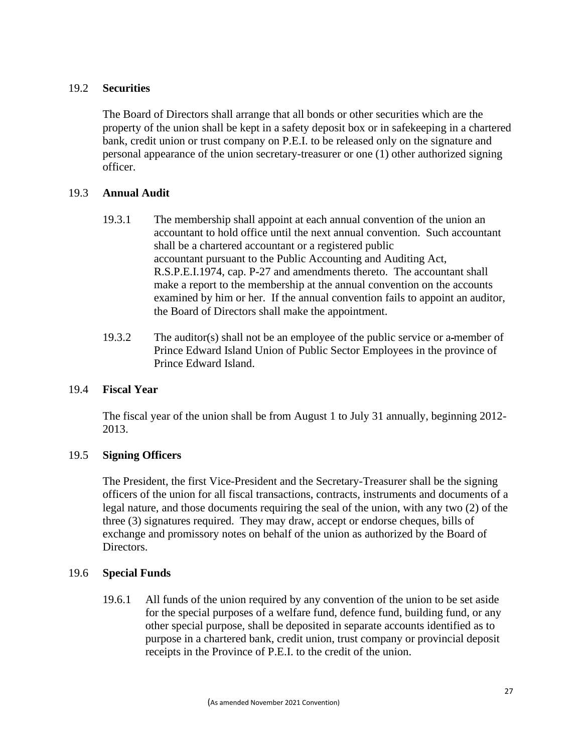### 19.2 **Securities**

The Board of Directors shall arrange that all bonds or other securities which are the property of the union shall be kept in a safety deposit box or in safekeeping in a chartered bank, credit union or trust company on P.E.I. to be released only on the signature and personal appearance of the union secretary-treasurer or one (1) other authorized signing officer.

### 19.3 **Annual Audit**

19.3.1 The membership shall appoint at each annual convention of the union an accountant to hold office until the next annual convention. Such accountant shall be a chartered accountant or a registered public accountant pursuant to the Public Accounting and Auditing Act, R.S.P.E.I.1974, cap. P-27 and amendments thereto. The accountant shall make a report to the membership at the annual convention on the accounts examined by him or her. If the annual convention fails to appoint an auditor, the Board of Directors shall make the appointment.

19.3.2 The auditor(s) shall not be an employee of the public service or a member of Prince Edward Island Union of Public Sector Employees in the province of Prince Edward Island.

### 19.4 **Fiscal Year**

The fiscal year of the union shall be from August 1 to July 31 annually, beginning 2012-2013.

### 19.5 **Signing Officers**

The President, the first Vice-President and the Secretary-Treasurer shall be the signing officers of the union for all fiscal transactions, contracts, instruments and documents of a legal nature, and those documents requiring the seal of the union, with any two (2) of the three (3) signatures required. They may draw, accept or endorse cheques, bills of exchange and promissory notes on behalf of the union as authorized by the Board of Directors.

### 19.6 **Special Funds**

19.6.1 All funds of the union required by any convention of the union to be set aside for the special purposes of a welfare fund, defence fund, building fund, or any other special purpose, shall be deposited in separate accounts identified as to purpose in a chartered bank, credit union, trust company or provincial deposit receipts in the Province of P.E.I. to the credit of the union.

(As amended November 2021 Convention)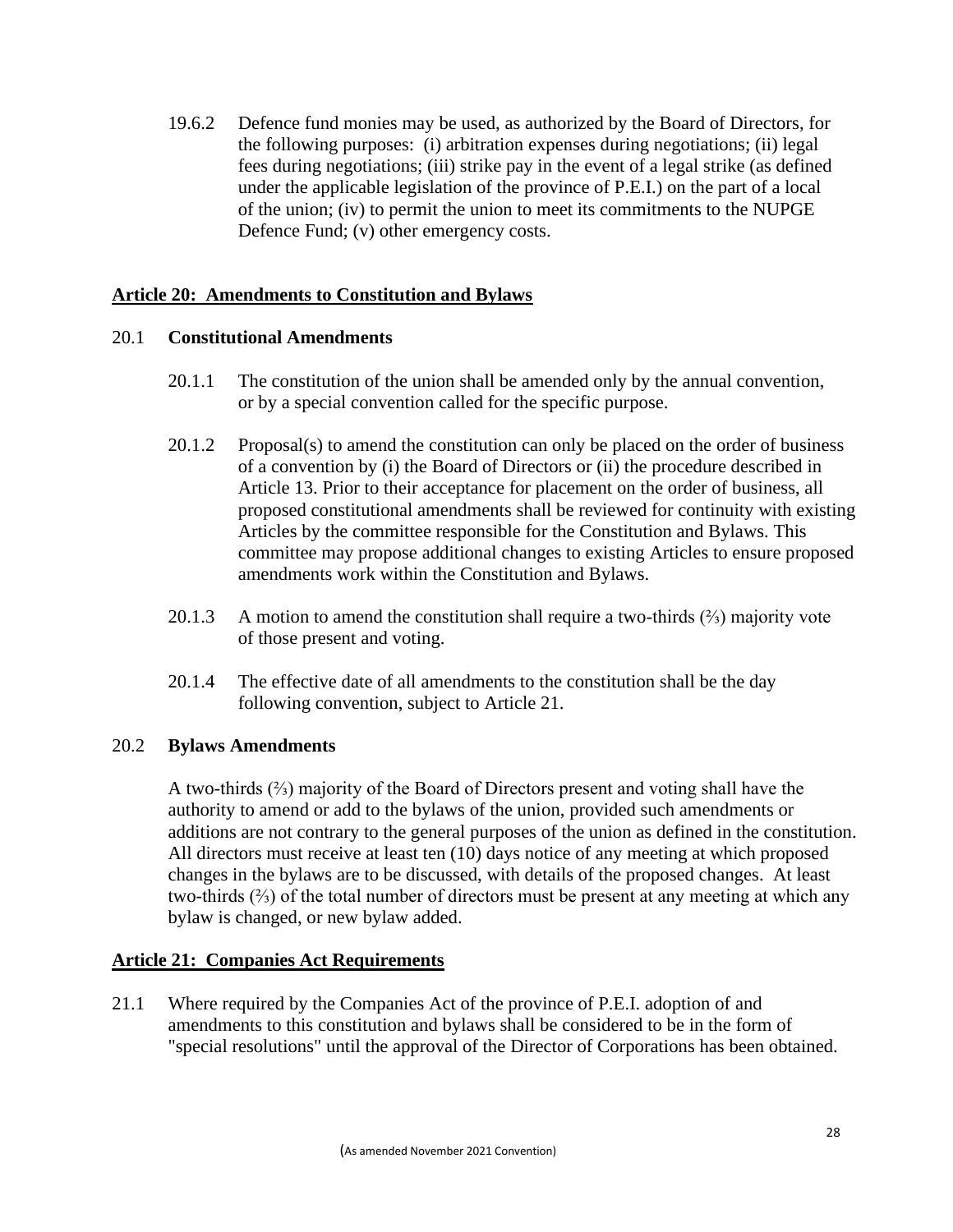19.6.2 Defence fund monies may be used, as authorized by the Board of Directors, for the following purposes: (i) arbitration expenses during negotiations; (ii) legal fees during negotiations; (iii) strike pay in the event of a legal strike (as defined under the applicable legislation of the province of P.E.I.) on the part of a local of the union; (iv) to permit the union to meet its commitments to the NUPGE Defence Fund; (v) other emergency costs.

## Article 20: Amendments to Constitution and Bylaws

### 20.1 Constitutional Amendments

20.1.1 The constitution of the union shall be amended only by the annual convention, or by a special convention called for the specific purpose.

20.1.2 Proposal(s) to amend the constitution can only be placed on the order of business of a convention by (i) the Board of Directors or (ii) the procedure described in Article 13. Prior to their acceptance for placement on the order of business, all proposed constitutional amendments shall be reviewed for continuity with existing Articles by the committee responsible for the Constitution and Bylaws. This committee may propose additional changes to existing Articles to ensure proposed amendments work within the Constitution and Bylaws.

20.1.3 A motion to amend the constitution shall require a two-thirds (⅔) majority vote of those present and voting.

20.1.4 The effective date of all amendments to the constitution shall be the day following convention, subject to Article 21.

### 20.2 Bylaws Amendments

A two-thirds (⅔) majority of the Board of Directors present and voting shall have the authority to amend or add to the bylaws of the union, provided such amendments or additions are not contrary to the general purposes of the union as defined in the constitution. All directors must receive at least ten (10) days notice of any meeting at which proposed changes in the bylaws are to be discussed, with details of the proposed changes. At least two-thirds (⅔) of the total number of directors must be present at any meeting at which any bylaw is changed, or new bylaw added.

## Article 21: Companies Act Requirements

21.1 Where required by the Companies Act of the province of P.E.I. adoption of and amendments to this constitution and bylaws shall be considered to be in the form of "special resolutions" until the approval of the Director of Corporations has been obtained.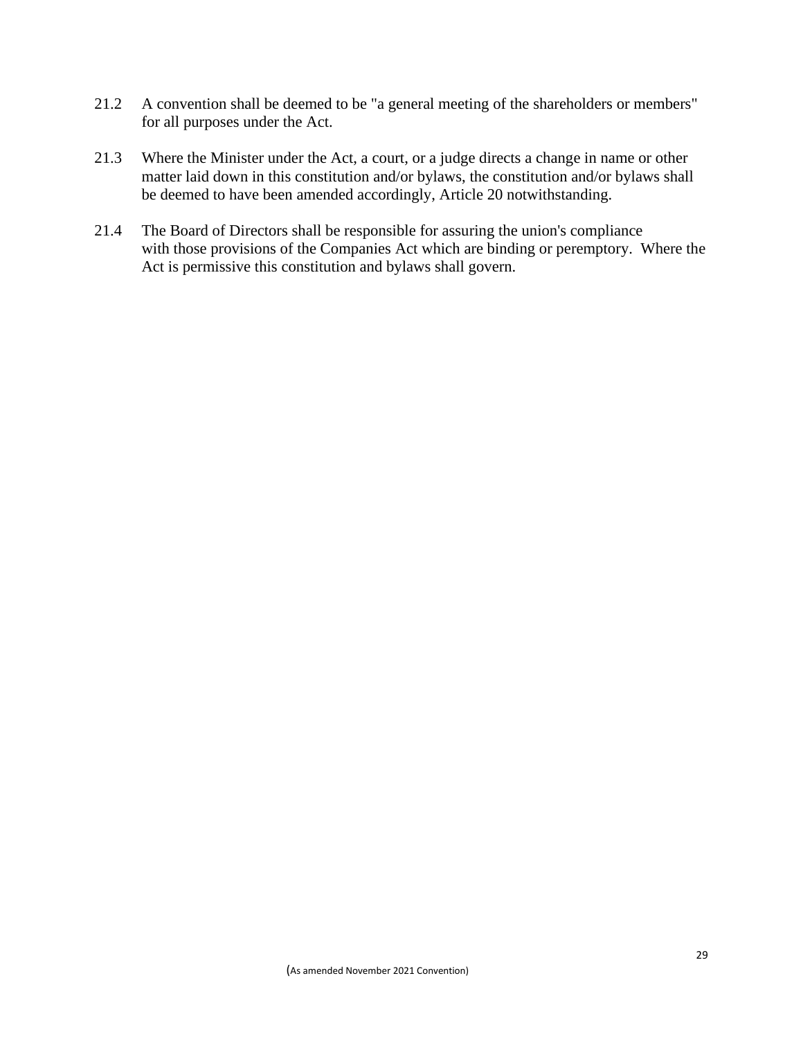21.2 A convention shall be deemed to be "a general meeting of the shareholders or members" for all purposes under the Act.

21.3 Where the Minister under the Act, a court, or a judge directs a change in name or other matter laid down in this constitution and/or bylaws, the constitution and/or bylaws shall be deemed to have been amended accordingly, Article 20 notwithstanding.

21.4 The Board of Directors shall be responsible for assuring the union's compliance with those provisions of the Companies Act which are binding or peremptory. Where the Act is permissive this constitution and bylaws shall govern.

(As amended November 2021 Convention)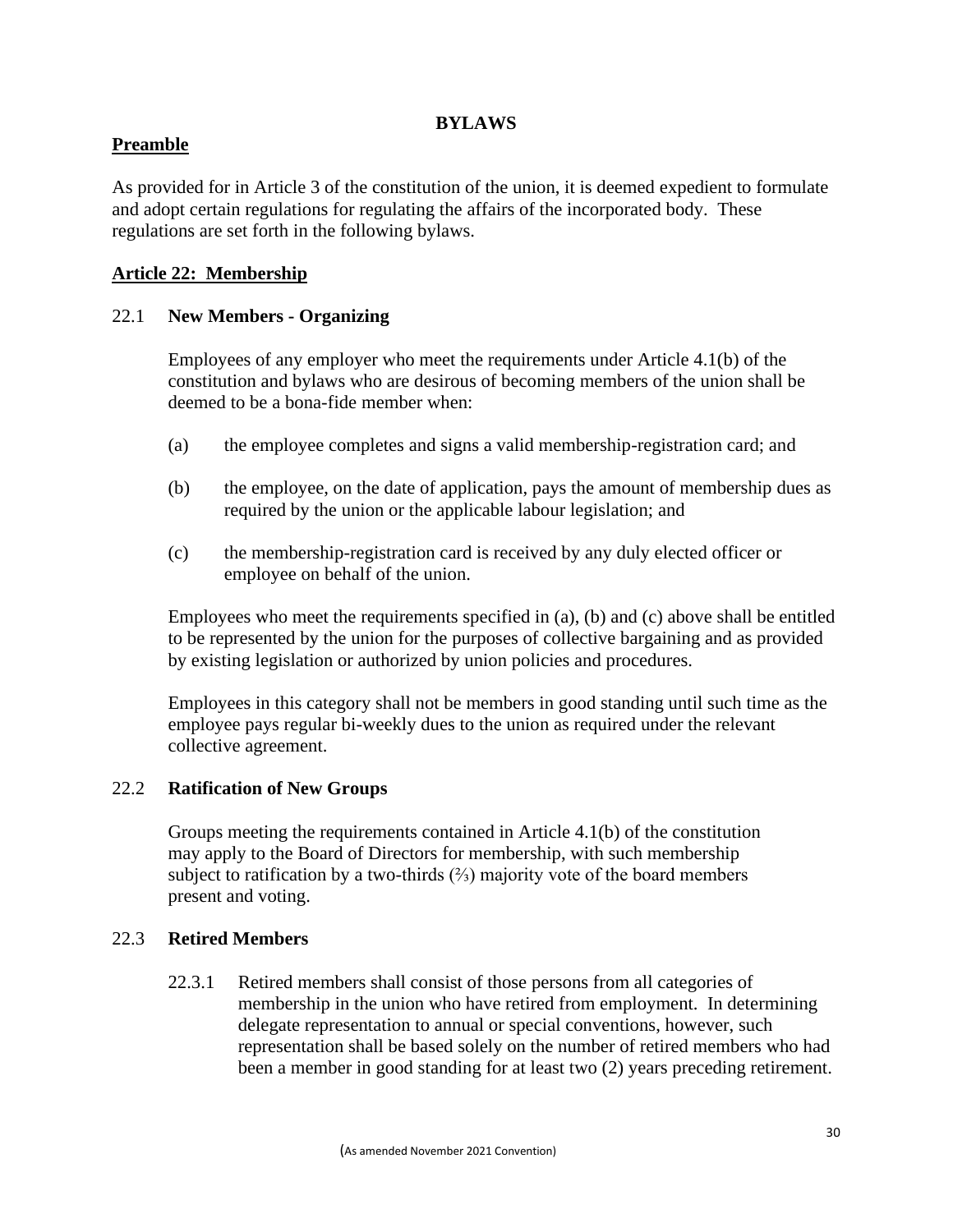# BYLAWS

## Preamble

As provided for in Article 3 of the constitution of the union, it is deemed expedient to formulate and adopt certain regulations for regulating the affairs of the incorporated body. These regulations are set forth in the following bylaws.

## Article 22: Membership

### 22.1 New Members - Organizing

Employees of any employer who meet the requirements under Article 4.1(b) of the constitution and bylaws who are desirous of becoming members of the union shall be deemed to be a bona-fide member when:

(a) the employee completes and signs a valid membership-registration card; and

(b) the employee, on the date of application, pays the amount of membership dues as required by the union or the applicable labour legislation; and

(c) the membership-registration card is received by any duly elected officer or employee on behalf of the union.

Employees who meet the requirements specified in (a), (b) and (c) above shall be entitled to be represented by the union for the purposes of collective bargaining and as provided by existing legislation or authorized by union policies and procedures.

Employees in this category shall not be members in good standing until such time as the employee pays regular bi-weekly dues to the union as required under the relevant collective agreement.

### 22.2 Ratification of New Groups

Groups meeting the requirements contained in Article 4.1(b) of the constitution may apply to the Board of Directors for membership, with such membership subject to ratification by a two-thirds (⅔) majority vote of the board members present and voting.

### 22.3 Retired Members

22.3.1 Retired members shall consist of those persons from all categories of membership in the union who have retired from employment. In determining delegate representation to annual or special conventions, however, such representation shall be based solely on the number of retired members who had been a member in good standing for at least two (2) years preceding retirement.

(As amended November 2021 Convention)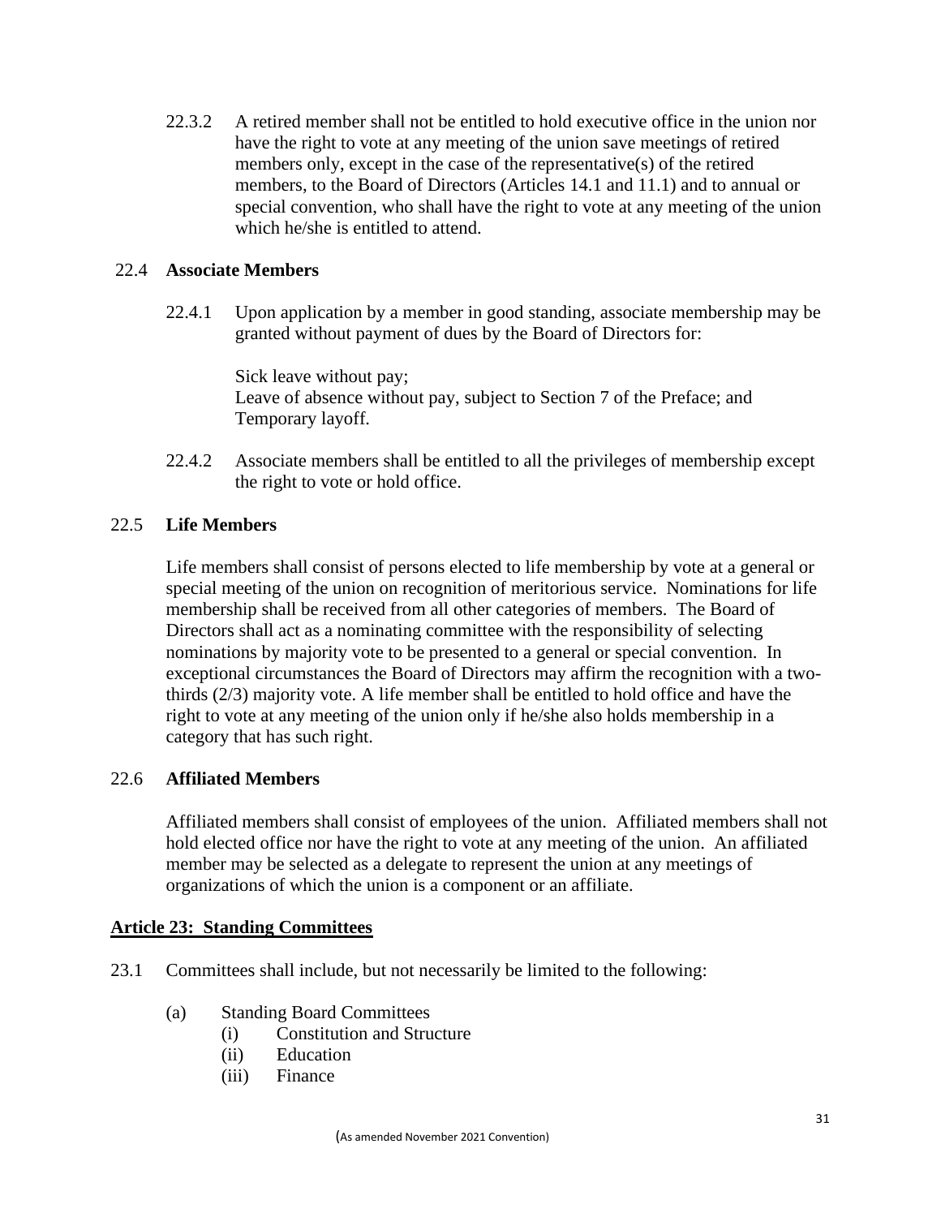22.3.2 A retired member shall not be entitled to hold executive office in the union nor have the right to vote at any meeting of the union save meetings of retired members only, except in the case of the representative(s) of the retired members, to the Board of Directors (Articles 14.1 and 11.1) and to annual or special convention, who shall have the right to vote at any meeting of the union which he/she is entitled to attend.

### 22.4 Associate Members

22.4.1 Upon application by a member in good standing, associate membership may be granted without payment of dues by the Board of Directors for:

Sick leave without pay;
Leave of absence without pay, subject to Section 7 of the Preface; and
Temporary layoff.

22.4.2 Associate members shall be entitled to all the privileges of membership except the right to vote or hold office.

### 22.5 Life Members

Life members shall consist of persons elected to life membership by vote at a general or special meeting of the union on recognition of meritorious service. Nominations for life membership shall be received from all other categories of members. The Board of Directors shall act as a nominating committee with the responsibility of selecting nominations by majority vote to be presented to a general or special convention. In exceptional circumstances the Board of Directors may affirm the recognition with a two-thirds (2/3) majority vote. A life member shall be entitled to hold office and have the right to vote at any meeting of the union only if he/she also holds membership in a category that has such right.

### 22.6 Affiliated Members

Affiliated members shall consist of employees of the union. Affiliated members shall not hold elected office nor have the right to vote at any meeting of the union. An affiliated member may be selected as a delegate to represent the union at any meetings of organizations of which the union is a component or an affiliate.

## Article 23: Standing Committees

23.1 Committees shall include, but not necessarily be limited to the following:

(a) Standing Board Committees
   (i) Constitution and Structure
   (ii) Education
   (iii) Finance

(As amended November 2021 Convention)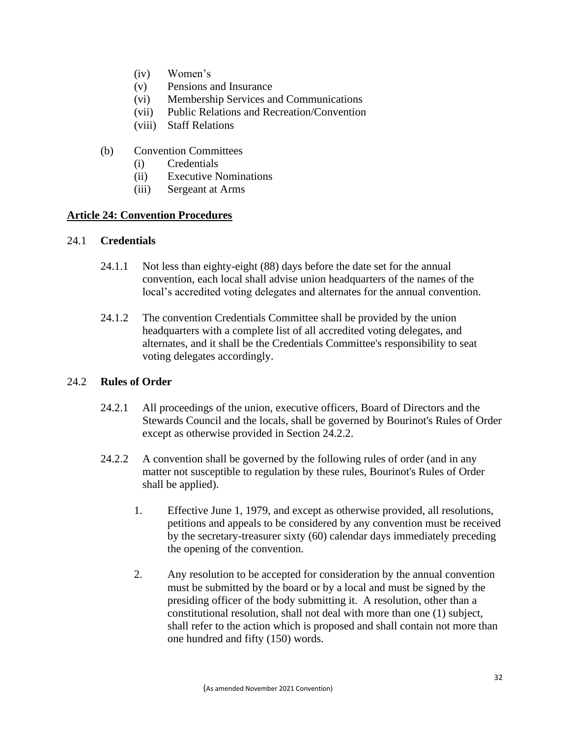(iv) Women's
(v) Pensions and Insurance
(vi) Membership Services and Communications
(vii) Public Relations and Recreation/Convention
(viii) Staff Relations

(b) Convention Committees
(i) Credentials
(ii) Executive Nominations
(iii) Sergeant at Arms

## Article 24: Convention Procedures

### 24.1 Credentials

24.1.1 Not less than eighty-eight (88) days before the date set for the annual convention, each local shall advise union headquarters of the names of the local's accredited voting delegates and alternates for the annual convention.

24.1.2 The convention Credentials Committee shall be provided by the union headquarters with a complete list of all accredited voting delegates, and alternates, and it shall be the Credentials Committee's responsibility to seat voting delegates accordingly.

### 24.2 Rules of Order

24.2.1 All proceedings of the union, executive officers, Board of Directors and the Stewards Council and the locals, shall be governed by Bourinot's Rules of Order except as otherwise provided in Section 24.2.2.

24.2.2 A convention shall be governed by the following rules of order (and in any matter not susceptible to regulation by these rules, Bourinot's Rules of Order shall be applied).

1. Effective June 1, 1979, and except as otherwise provided, all resolutions, petitions and appeals to be considered by any convention must be received by the secretary-treasurer sixty (60) calendar days immediately preceding the opening of the convention.

2. Any resolution to be accepted for consideration by the annual convention must be submitted by the board or by a local and must be signed by the presiding officer of the body submitting it. A resolution, other than a constitutional resolution, shall not deal with more than one (1) subject, shall refer to the action which is proposed and shall contain not more than one hundred and fifty (150) words.

(As amended November 2021 Convention)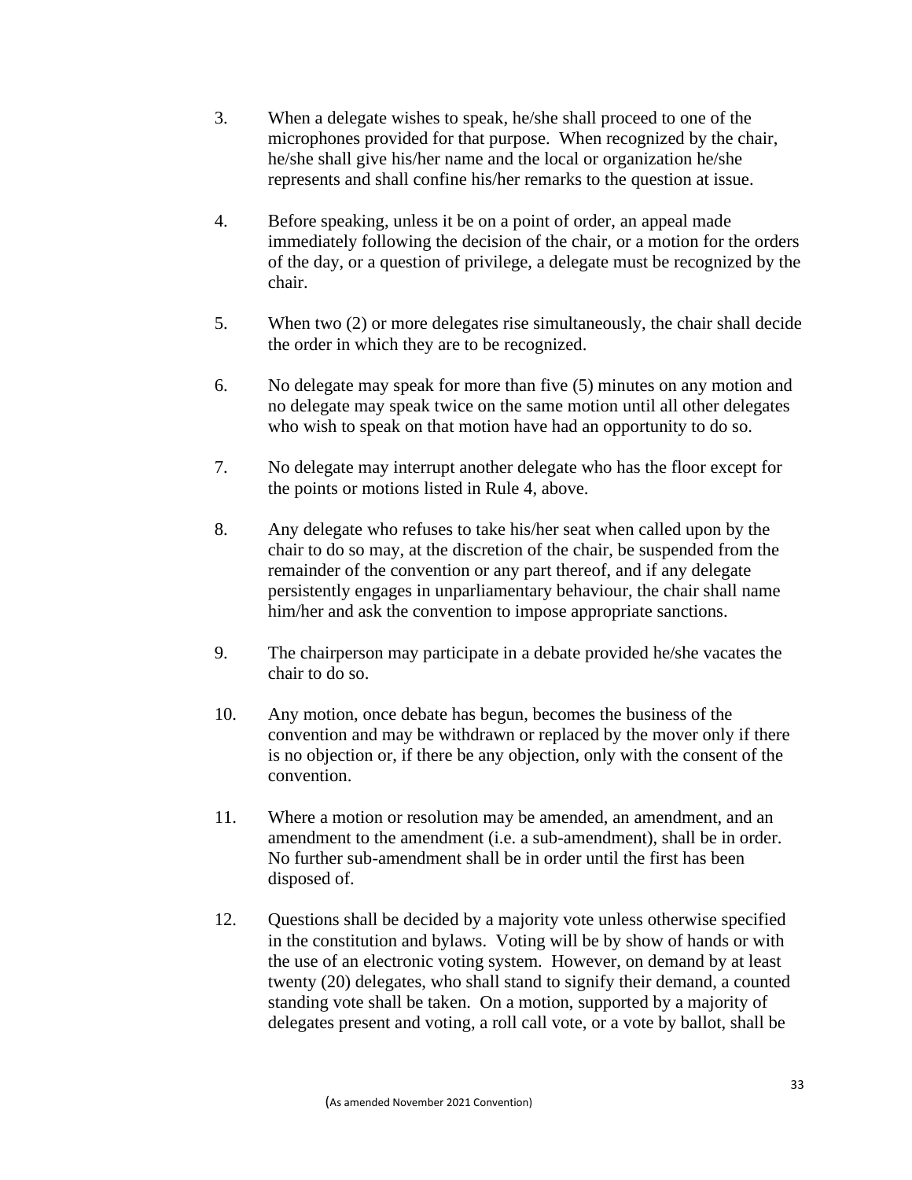3. When a delegate wishes to speak, he/she shall proceed to one of the microphones provided for that purpose. When recognized by the chair, he/she shall give his/her name and the local or organization he/she represents and shall confine his/her remarks to the question at issue.

4. Before speaking, unless it be on a point of order, an appeal made immediately following the decision of the chair, or a motion for the orders of the day, or a question of privilege, a delegate must be recognized by the chair.

5. When two (2) or more delegates rise simultaneously, the chair shall decide the order in which they are to be recognized.

6. No delegate may speak for more than five (5) minutes on any motion and no delegate may speak twice on the same motion until all other delegates who wish to speak on that motion have had an opportunity to do so.

7. No delegate may interrupt another delegate who has the floor except for the points or motions listed in Rule 4, above.

8. Any delegate who refuses to take his/her seat when called upon by the chair to do so may, at the discretion of the chair, be suspended from the remainder of the convention or any part thereof, and if any delegate persistently engages in unparliamentary behaviour, the chair shall name him/her and ask the convention to impose appropriate sanctions.

9. The chairperson may participate in a debate provided he/she vacates the chair to do so.

10. Any motion, once debate has begun, becomes the business of the convention and may be withdrawn or replaced by the mover only if there is no objection or, if there be any objection, only with the consent of the convention.

11. Where a motion or resolution may be amended, an amendment, and an amendment to the amendment (i.e. a sub-amendment), shall be in order. No further sub-amendment shall be in order until the first has been disposed of.

12. Questions shall be decided by a majority vote unless otherwise specified in the constitution and bylaws. Voting will be by show of hands or with the use of an electronic voting system. However, on demand by at least twenty (20) delegates, who shall stand to signify their demand, a counted standing vote shall be taken. On a motion, supported by a majority of delegates present and voting, a roll call vote, or a vote by ballot, shall be

(As amended November 2021 Convention)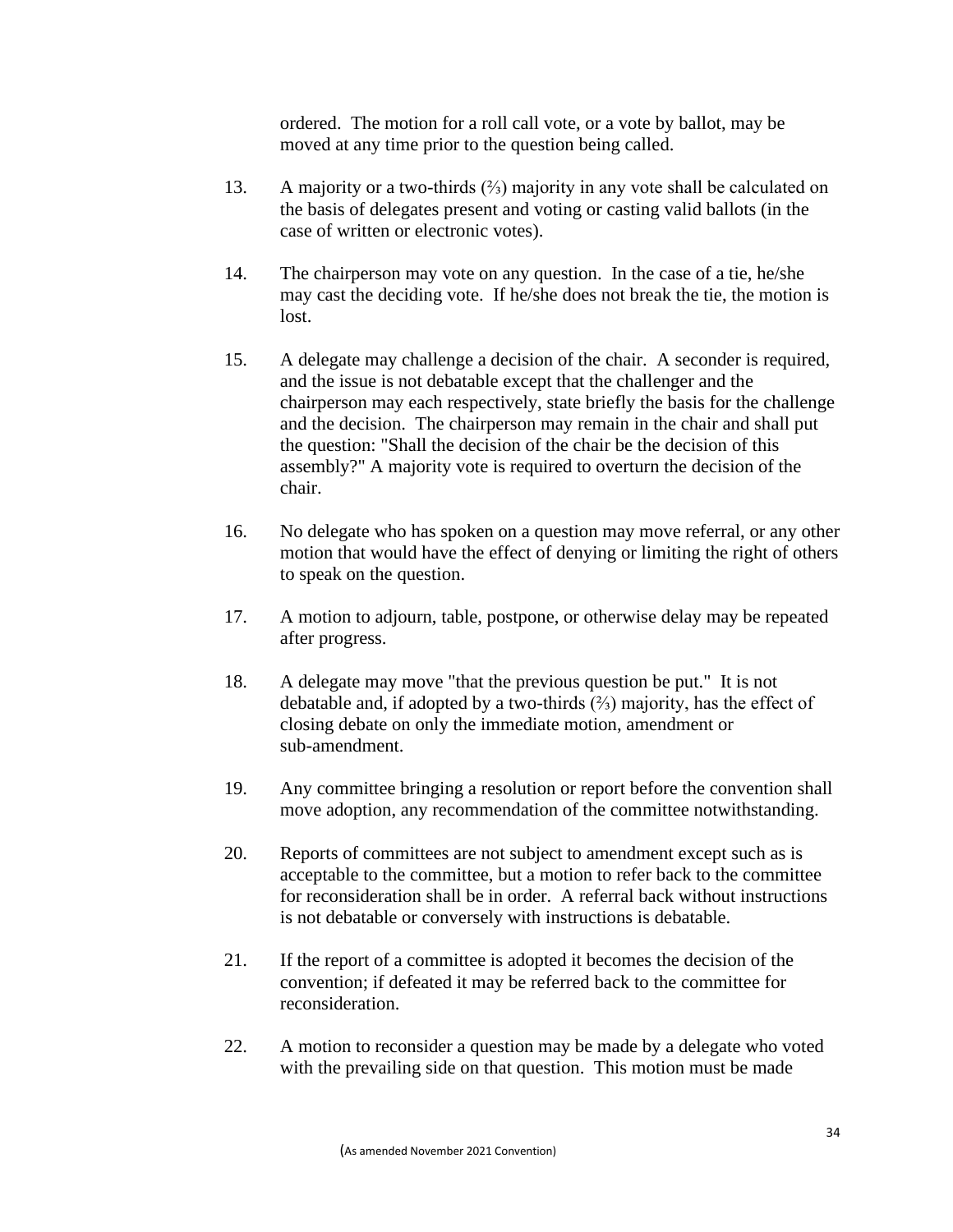ordered. The motion for a roll call vote, or a vote by ballot, may be moved at any time prior to the question being called.

13. A majority or a two-thirds (⅔) majority in any vote shall be calculated on the basis of delegates present and voting or casting valid ballots (in the case of written or electronic votes).

14. The chairperson may vote on any question. In the case of a tie, he/she may cast the deciding vote. If he/she does not break the tie, the motion is lost.

15. A delegate may challenge a decision of the chair. A seconder is required, and the issue is not debatable except that the challenger and the chairperson may each respectively, state briefly the basis for the challenge and the decision. The chairperson may remain in the chair and shall put the question: "Shall the decision of the chair be the decision of this assembly?" A majority vote is required to overturn the decision of the chair.

16. No delegate who has spoken on a question may move referral, or any other motion that would have the effect of denying or limiting the right of others to speak on the question.

17. A motion to adjourn, table, postpone, or otherwise delay may be repeated after progress.

18. A delegate may move "that the previous question be put." It is not debatable and, if adopted by a two-thirds (⅔) majority, has the effect of closing debate on only the immediate motion, amendment or sub-amendment.

19. Any committee bringing a resolution or report before the convention shall move adoption, any recommendation of the committee notwithstanding.

20. Reports of committees are not subject to amendment except such as is acceptable to the committee, but a motion to refer back to the committee for reconsideration shall be in order. A referral back without instructions is not debatable or conversely with instructions is debatable.

21. If the report of a committee is adopted it becomes the decision of the convention; if defeated it may be referred back to the committee for reconsideration.

22. A motion to reconsider a question may be made by a delegate who voted with the prevailing side on that question. This motion must be made

(As amended November 2021 Convention)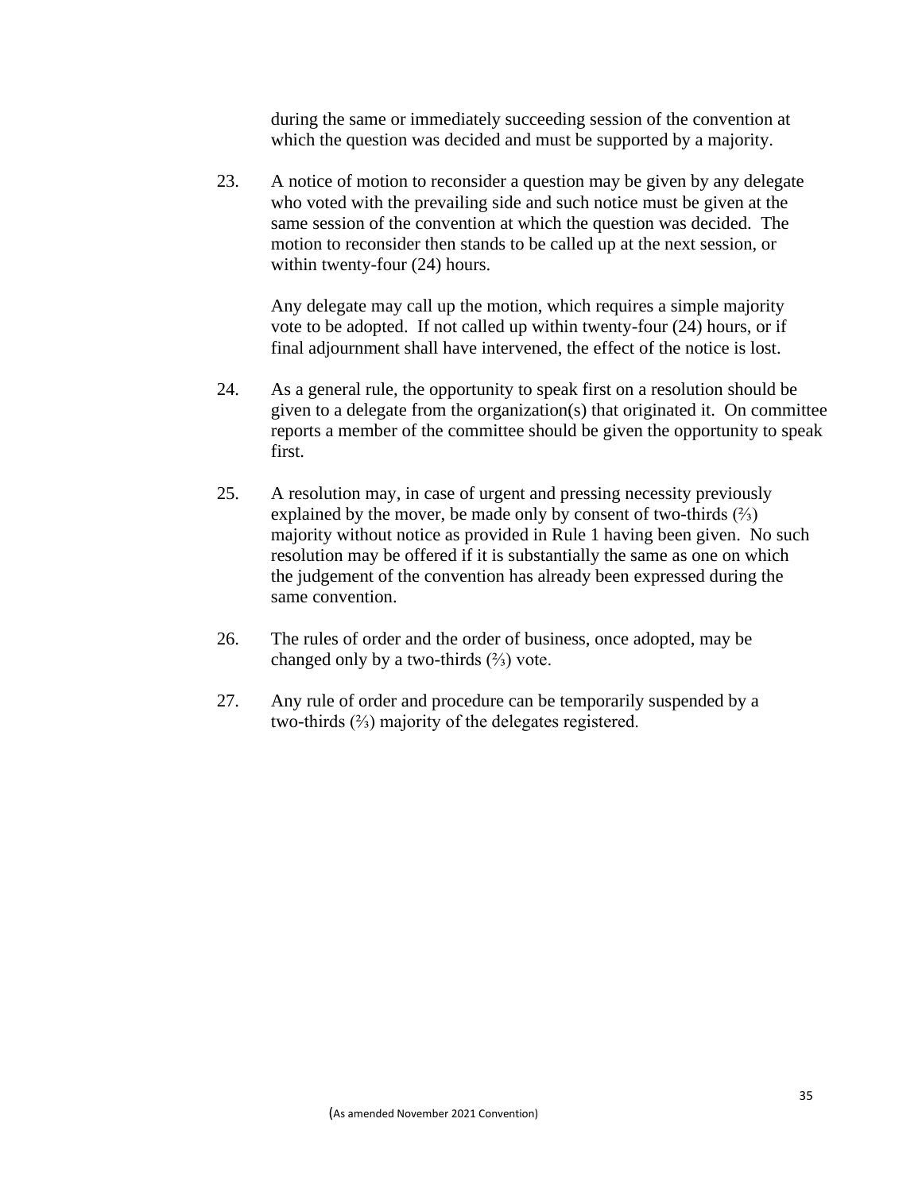during the same or immediately succeeding session of the convention at which the question was decided and must be supported by a majority.

23. A notice of motion to reconsider a question may be given by any delegate who voted with the prevailing side and such notice must be given at the same session of the convention at which the question was decided. The motion to reconsider then stands to be called up at the next session, or within twenty-four (24) hours.

    Any delegate may call up the motion, which requires a simple majority vote to be adopted. If not called up within twenty-four (24) hours, or if final adjournment shall have intervened, the effect of the notice is lost.

24. As a general rule, the opportunity to speak first on a resolution should be given to a delegate from the organization(s) that originated it. On committee reports a member of the committee should be given the opportunity to speak first.

25. A resolution may, in case of urgent and pressing necessity previously explained by the mover, be made only by consent of two-thirds (⅔) majority without notice as provided in Rule 1 having been given. No such resolution may be offered if it is substantially the same as one on which the judgement of the convention has already been expressed during the same convention.

26. The rules of order and the order of business, once adopted, may be changed only by a two-thirds (⅔) vote.

27. Any rule of order and procedure can be temporarily suspended by a two-thirds (⅔) majority of the delegates registered.

(As amended November 2021 Convention)